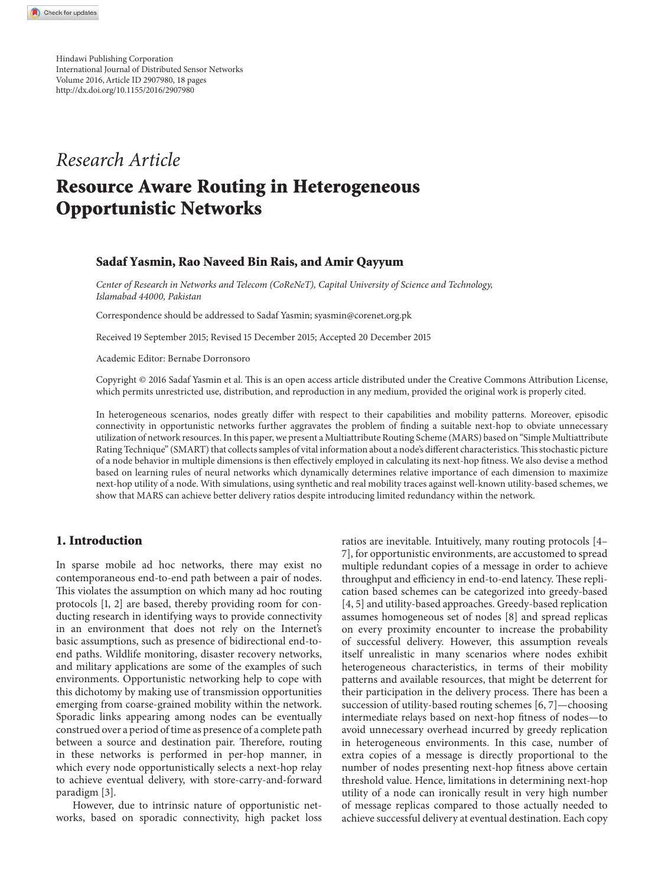Hindawi Publishing Corporation
International Journal of Distributed Sensor Networks
Volume 2016, Article ID 2907980, 18 pages
http://dx.doi.org/10.1155/2016/2907980

*Research Article*

# Resource Aware Routing in Heterogeneous Opportunistic Networks

**Sadaf Yasmin, Rao Naveed Bin Rais, and Amir Qayyum**

*Center of Research in Networks and Telecom (CoReNeT), Capital University of Science and Technology, Islamabad 44000, Pakistan*

Correspondence should be addressed to Sadaf Yasmin; syasmin@corenet.org.pk

Received 19 September 2015; Revised 15 December 2015; Accepted 20 December 2015

Academic Editor: Bernabe Dorronsoro

Copyright © 2016 Sadaf Yasmin et al. This is an open access article distributed under the Creative Commons Attribution License, which permits unrestricted use, distribution, and reproduction in any medium, provided the original work is properly cited.

In heterogeneous scenarios, nodes greatly differ with respect to their capabilities and mobility patterns. Moreover, episodic connectivity in opportunistic networks further aggravates the problem of finding a suitable next-hop to obviate unnecessary utilization of network resources. In this paper, we present a Multiattribute Routing Scheme (MARS) based on "Simple Multiattribute Rating Technique" (SMART) that collects samples of vital information about a node's different characteristics. This stochastic picture of a node behavior in multiple dimensions is then effectively employed in calculating its next-hop fitness. We also devise a method based on learning rules of neural networks which dynamically determines relative importance of each dimension to maximize next-hop utility of a node. With simulations, using synthetic and real mobility traces against well-known utility-based schemes, we show that MARS can achieve better delivery ratios despite introducing limited redundancy within the network.

## 1. Introduction

In sparse mobile ad hoc networks, there may exist no contemporaneous end-to-end path between a pair of nodes. This violates the assumption on which many ad hoc routing protocols [1, 2] are based, thereby providing room for conducting research in identifying ways to provide connectivity in an environment that does not rely on the Internet's basic assumptions, such as presence of bidirectional end-to-end paths. Wildlife monitoring, disaster recovery networks, and military applications are some of the examples of such environments. Opportunistic networking help to cope with this dichotomy by making use of transmission opportunities emerging from coarse-grained mobility within the network. Sporadic links appearing among nodes can be eventually construed over a period of time as presence of a complete path between a source and destination pair. Therefore, routing in these networks is performed in per-hop manner, in which every node opportunistically selects a next-hop relay to achieve eventual delivery, with store-carry-and-forward paradigm [3].

However, due to intrinsic nature of opportunistic networks, based on sporadic connectivity, high packet loss ratios are inevitable. Intuitively, many routing protocols [4–7], for opportunistic environments, are accustomed to spread multiple redundant copies of a message in order to achieve throughput and efficiency in end-to-end latency. These replication based schemes can be categorized into greedy-based [4, 5] and utility-based approaches. Greedy-based replication assumes homogeneous set of nodes [8] and spread replicas on every proximity encounter to increase the probability of successful delivery. However, this assumption reveals itself unrealistic in many scenarios where nodes exhibit heterogeneous characteristics, in terms of their mobility patterns and available resources, that might be deterrent for their participation in the delivery process. There has been a succession of utility-based routing schemes [6, 7]—choosing intermediate relays based on next-hop fitness of nodes—to avoid unnecessary overhead incurred by greedy replication in heterogeneous environments. In this case, number of extra copies of a message is directly proportional to the number of nodes presenting next-hop fitness above certain threshold value. Hence, limitations in determining next-hop utility of a node can ironically result in very high number of message replicas compared to those actually needed to achieve successful delivery at eventual destination. Each copy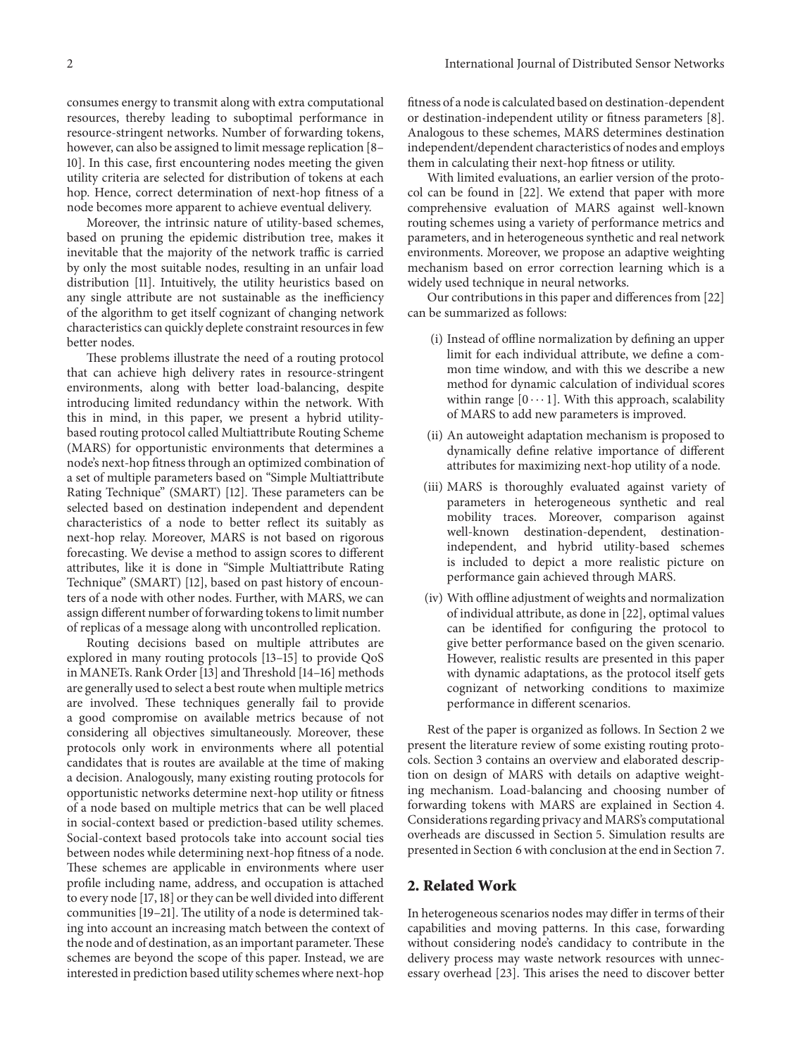consumes energy to transmit along with extra computational resources, thereby leading to suboptimal performance in resource-stringent networks. Number of forwarding tokens, however, can also be assigned to limit message replication [8–10]. In this case, first encountering nodes meeting the given utility criteria are selected for distribution of tokens at each hop. Hence, correct determination of next-hop fitness of a node becomes more apparent to achieve eventual delivery.

Moreover, the intrinsic nature of utility-based schemes, based on pruning the epidemic distribution tree, makes it inevitable that the majority of the network traffic is carried by only the most suitable nodes, resulting in an unfair load distribution [11]. Intuitively, the utility heuristics based on any single attribute are not sustainable as the inefficiency of the algorithm to get itself cognizant of changing network characteristics can quickly deplete constraint resources in few better nodes.

These problems illustrate the need of a routing protocol that can achieve high delivery rates in resource-stringent environments, along with better load-balancing, despite introducing limited redundancy within the network. With this in mind, in this paper, we present a hybrid utility-based routing protocol called Multiattribute Routing Scheme (MARS) for opportunistic environments that determines a node's next-hop fitness through an optimized combination of a set of multiple parameters based on "Simple Multiattribute Rating Technique" (SMART) [12]. These parameters can be selected based on destination independent and dependent characteristics of a node to better reflect its suitably as next-hop relay. Moreover, MARS is not based on rigorous forecasting. We devise a method to assign scores to different attributes, like it is done in "Simple Multiattribute Rating Technique" (SMART) [12], based on past history of encounters of a node with other nodes. Further, with MARS, we can assign different number of forwarding tokens to limit number of replicas of a message along with uncontrolled replication.

Routing decisions based on multiple attributes are explored in many routing protocols [13–15] to provide QoS in MANETs. Rank Order [13] and Threshold [14–16] methods are generally used to select a best route when multiple metrics are involved. These techniques generally fail to provide a good compromise on available metrics because of not considering all objectives simultaneously. Moreover, these protocols only work in environments where all potential candidates that is routes are available at the time of making a decision. Analogously, many existing routing protocols for opportunistic networks determine next-hop utility or fitness of a node based on multiple metrics that can be well placed in social-context based or prediction-based utility schemes. Social-context based protocols take into account social ties between nodes while determining next-hop fitness of a node. These schemes are applicable in environments where user profile including name, address, and occupation is attached to every node [17, 18] or they can be well divided into different communities [19–21]. The utility of a node is determined taking into account an increasing match between the context of the node and of destination, as an important parameter. These schemes are beyond the scope of this paper. Instead, we are interested in prediction based utility schemes where next-hop fitness of a node is calculated based on destination-dependent or destination-independent utility or fitness parameters [8]. Analogous to these schemes, MARS determines destination independent/dependent characteristics of nodes and employs them in calculating their next-hop fitness or utility.

With limited evaluations, an earlier version of the protocol can be found in [22]. We extend that paper with more comprehensive evaluation of MARS against well-known routing schemes using a variety of performance metrics and parameters, and in heterogeneous synthetic and real network environments. Moreover, we propose an adaptive weighting mechanism based on error correction learning which is a widely used technique in neural networks.

Our contributions in this paper and differences from [22] can be summarized as follows:

(i) Instead of offline normalization by defining an upper limit for each individual attribute, we define a common time window, and with this we describe a new method for dynamic calculation of individual scores within range $[0 \cdots 1]$. With this approach, scalability of MARS to add new parameters is improved.

(ii) An autoweight adaptation mechanism is proposed to dynamically define relative importance of different attributes for maximizing next-hop utility of a node.

(iii) MARS is thoroughly evaluated against variety of parameters in heterogeneous synthetic and real mobility traces. Moreover, comparison against well-known destination-dependent, destination-independent, and hybrid utility-based schemes is included to depict a more realistic picture on performance gain achieved through MARS.

(iv) With offline adjustment of weights and normalization of individual attribute, as done in [22], optimal values can be identified for configuring the protocol to give better performance based on the given scenario. However, realistic results are presented in this paper with dynamic adaptations, as the protocol itself gets cognizant of networking conditions to maximize performance in different scenarios.

Rest of the paper is organized as follows. In Section 2 we present the literature review of some existing routing protocols. Section 3 contains an overview and elaborated description on design of MARS with details on adaptive weighting mechanism. Load-balancing and choosing number of forwarding tokens with MARS are explained in Section 4. Considerations regarding privacy and MARS's computational overheads are discussed in Section 5. Simulation results are presented in Section 6 with conclusion at the end in Section 7.

## 2. Related Work

In heterogeneous scenarios nodes may differ in terms of their capabilities and moving patterns. In this case, forwarding without considering node's candidacy to contribute in the delivery process may waste network resources with unnecessary overhead [23]. This arises the need to discover better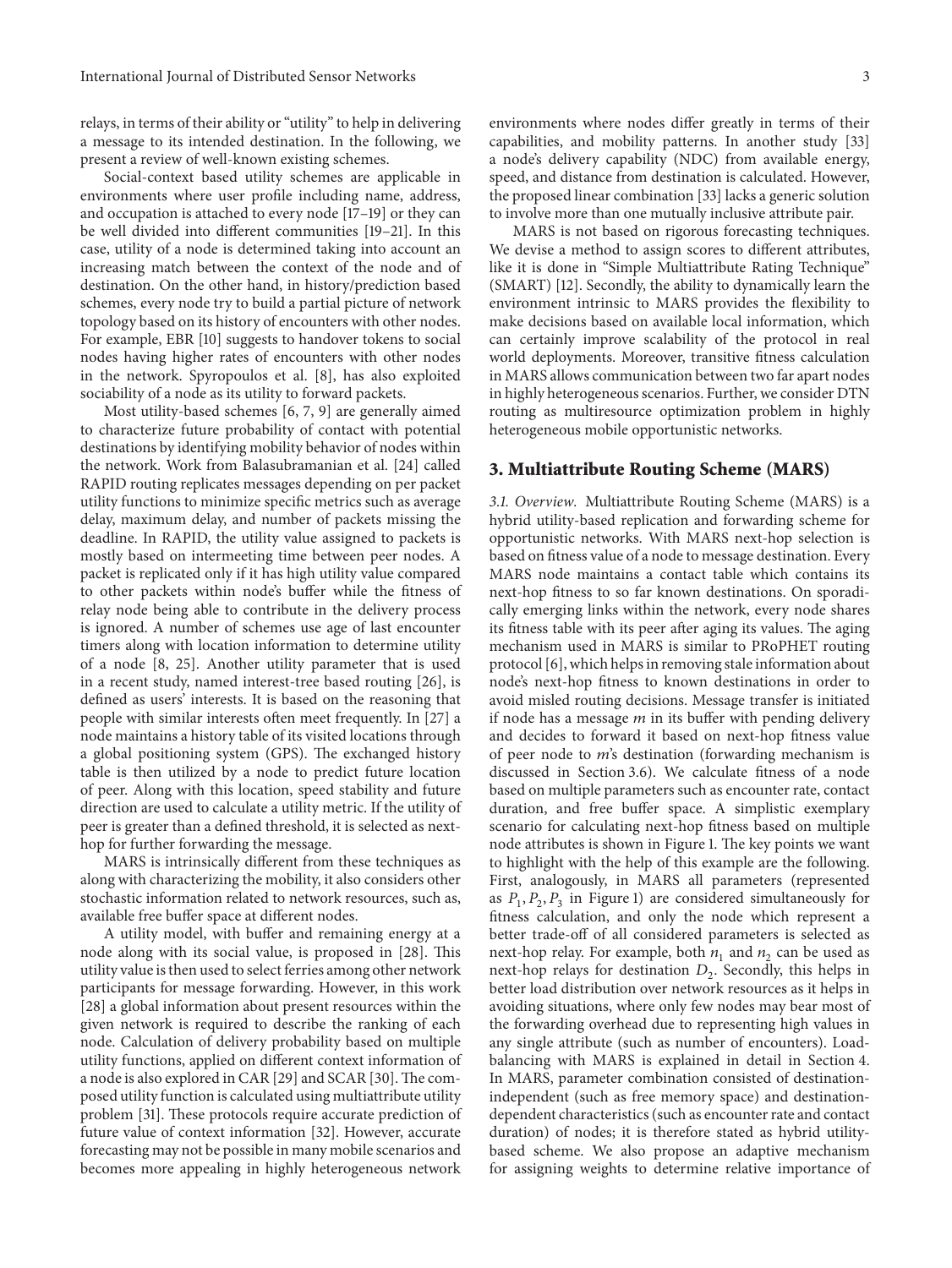relays, in terms of their ability or "utility" to help in delivering a message to its intended destination. In the following, we present a review of well-known existing schemes.

Social-context based utility schemes are applicable in environments where user profile including name, address, and occupation is attached to every node [17–19] or they can be well divided into different communities [19–21]. In this case, utility of a node is determined taking into account an increasing match between the context of the node and of destination. On the other hand, in history/prediction based schemes, every node try to build a partial picture of network topology based on its history of encounters with other nodes. For example, EBR [10] suggests to handover tokens to social nodes having higher rates of encounters with other nodes in the network. Spyropoulos et al. [8], has also exploited sociability of a node as its utility to forward packets.

Most utility-based schemes [6, 7, 9] are generally aimed to characterize future probability of contact with potential destinations by identifying mobility behavior of nodes within the network. Work from Balasubramanian et al. [24] called RAPID routing replicates messages depending on per packet utility functions to minimize specific metrics such as average delay, maximum delay, and number of packets missing the deadline. In RAPID, the utility value assigned to packets is mostly based on intermeeting time between peer nodes. A packet is replicated only if it has high utility value compared to other packets within node's buffer while the fitness of relay node being able to contribute in the delivery process is ignored. A number of schemes use age of last encounter timers along with location information to determine utility of a node [8, 25]. Another utility parameter that is used in a recent study, named interest-tree based routing [26], is defined as users' interests. It is based on the reasoning that people with similar interests often meet frequently. In [27] a node maintains a history table of its visited locations through a global positioning system (GPS). The exchanged history table is then utilized by a node to predict future location of peer. Along with this location, speed stability and future direction are used to calculate a utility metric. If the utility of peer is greater than a defined threshold, it is selected as next-hop for further forwarding the message.

MARS is intrinsically different from these techniques as along with characterizing the mobility, it also considers other stochastic information related to network resources, such as, available free buffer space at different nodes.

A utility model, with buffer and remaining energy at a node along with its social value, is proposed in [28]. This utility value is then used to select ferries among other network participants for message forwarding. However, in this work [28] a global information about present resources within the given network is required to describe the ranking of each node. Calculation of delivery probability based on multiple utility functions, applied on different context information of a node is also explored in CAR [29] and SCAR [30]. The composed utility function is calculated using multiattribute utility problem [31]. These protocols require accurate prediction of future value of context information [32]. However, accurate forecasting may not be possible in many mobile scenarios and becomes more appealing in highly heterogeneous network environments where nodes differ greatly in terms of their capabilities, and mobility patterns. In another study [33] a node's delivery capability (NDC) from available energy, speed, and distance from destination is calculated. However, the proposed linear combination [33] lacks a generic solution to involve more than one mutually inclusive attribute pair.

MARS is not based on rigorous forecasting techniques. We devise a method to assign scores to different attributes, like it is done in "Simple Multiattribute Rating Technique" (SMART) [12]. Secondly, the ability to dynamically learn the environment intrinsic to MARS provides the flexibility to make decisions based on available local information, which can certainly improve scalability of the protocol in real world deployments. Moreover, transitive fitness calculation in MARS allows communication between two far apart nodes in highly heterogeneous scenarios. Further, we consider DTN routing as multiresource optimization problem in highly heterogeneous mobile opportunistic networks.

## 3. Multiattribute Routing Scheme (MARS)

*3.1. Overview.* Multiattribute Routing Scheme (MARS) is a hybrid utility-based replication and forwarding scheme for opportunistic networks. With MARS next-hop selection is based on fitness value of a node to message destination. Every MARS node maintains a contact table which contains its next-hop fitness to so far known destinations. On sporadically emerging links within the network, every node shares its fitness table with its peer after aging its values. The aging mechanism used in MARS is similar to PRoPHET routing protocol [6], which helps in removing stale information about node's next-hop fitness to known destinations in order to avoid misled routing decisions. Message transfer is initiated if node has a message $m$ in its buffer with pending delivery and decides to forward it based on next-hop fitness value of peer node to $m$'s destination (forwarding mechanism is discussed in Section 3.6). We calculate fitness of a node based on multiple parameters such as encounter rate, contact duration, and free buffer space. A simplistic exemplary scenario for calculating next-hop fitness based on multiple node attributes is shown in Figure 1. The key points we want to highlight with the help of this example are the following. First, analogously, in MARS all parameters (represented as $P_1, P_2, P_3$ in Figure 1) are considered simultaneously for fitness calculation, and only the node which represent a better trade-off of all considered parameters is selected as next-hop relay. For example, both $n_1$ and $n_2$ can be used as next-hop relays for destination $D_2$. Secondly, this helps in better load distribution over network resources as it helps in avoiding situations, where only few nodes may bear most of the forwarding overhead due to representing high values in any single attribute (such as number of encounters). Load-balancing with MARS is explained in detail in Section 4. In MARS, parameter combination consisted of destination-independent (such as free memory space) and destination-dependent characteristics (such as encounter rate and contact duration) of nodes; it is therefore stated as hybrid utility-based scheme. We also propose an adaptive mechanism for assigning weights to determine relative importance of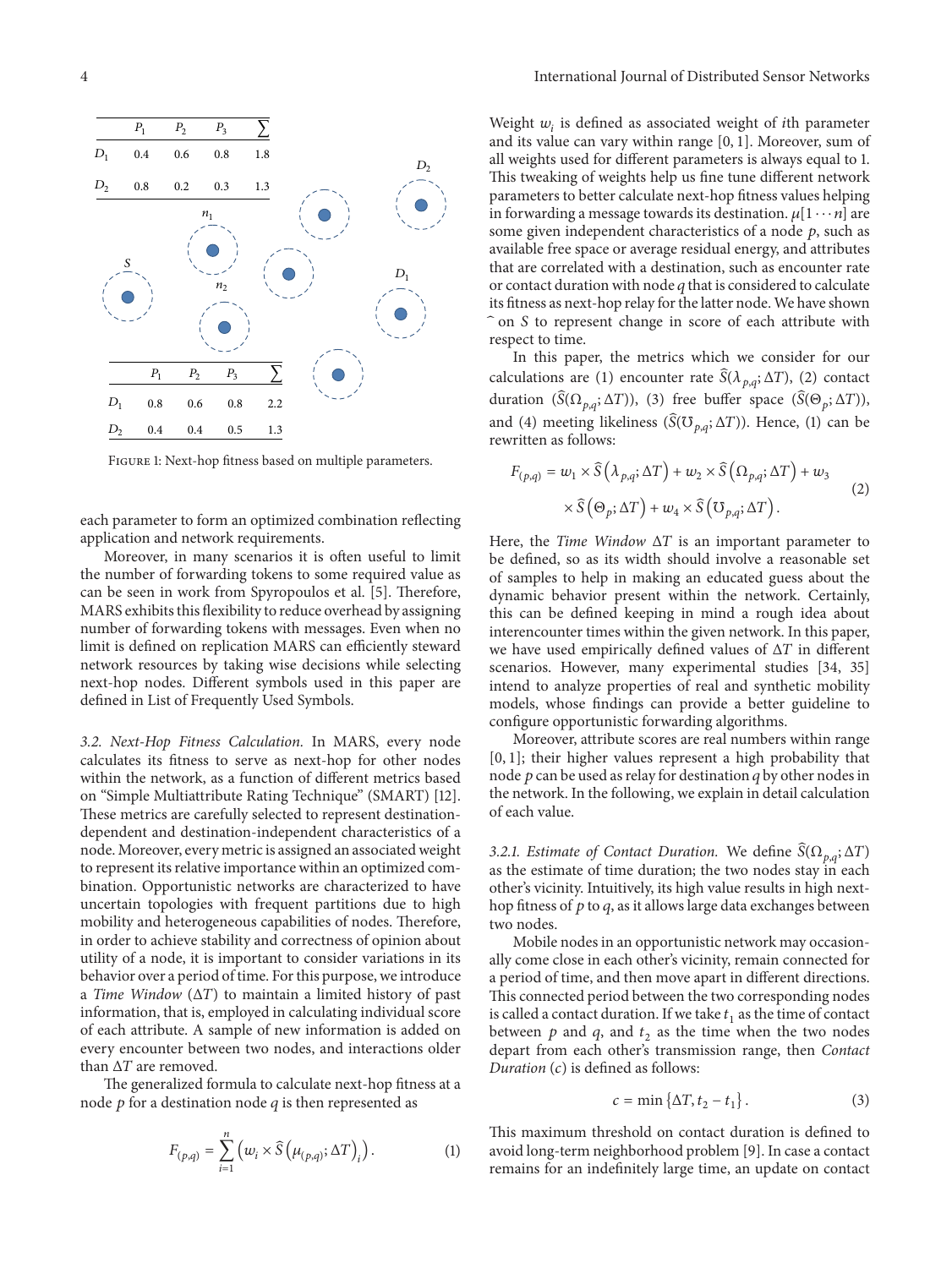|  | $P_1$ | $P_2$ | $P_3$ | $\sum$ |
|---|---|---|---|---|
| $D_1$ | 0.4 | 0.6 | 0.8 | 1.8 |
| $D_2$ | 0.8 | 0.2 | 0.3 | 1.3 |

|  | $P_1$ | $P_2$ | $P_3$ | $\sum$ |
|---|---|---|---|---|
| $D_1$ | 0.8 | 0.6 | 0.8 | 2.2 |
| $D_2$ | 0.4 | 0.4 | 0.5 | 1.3 |

Figure 1: Next-hop fitness based on multiple parameters.

each parameter to form an optimized combination reflecting application and network requirements.

Moreover, in many scenarios it is often useful to limit the number of forwarding tokens to some required value as can be seen in work from Spyropoulos et al. [5]. Therefore, MARS exhibits this flexibility to reduce overhead by assigning number of forwarding tokens with messages. Even when no limit is defined on replication MARS can efficiently steward network resources by taking wise decisions while selecting next-hop nodes. Different symbols used in this paper are defined in List of Frequently Used Symbols.

*3.2. Next-Hop Fitness Calculation.* In MARS, every node calculates its fitness to serve as next-hop for other nodes within the network, as a function of different metrics based on "Simple Multiattribute Rating Technique" (SMART) [12]. These metrics are carefully selected to represent destination-dependent and destination-independent characteristics of a node. Moreover, every metric is assigned an associated weight to represent its relative importance within an optimized combination. Opportunistic networks are characterized to have uncertain topologies with frequent partitions due to high mobility and heterogeneous capabilities of nodes. Therefore, in order to achieve stability and correctness of opinion about utility of a node, it is important to consider variations in its behavior over a period of time. For this purpose, we introduce a *Time Window* ($\Delta T$) to maintain a limited history of past information, that is, employed in calculating individual score of each attribute. A sample of new information is added on every encounter between two nodes, and interactions older than $\Delta T$ are removed.

The generalized formula to calculate next-hop fitness at a node $p$ for a destination node $q$ is then represented as

$$F_{(p,q)} = \sum_{i=1}^{n} \left( w_i \times \widehat{S}\left(\mu_{(p,q)}; \Delta T\right)_i \right). \tag{1}$$

Weight $w_i$ is defined as associated weight of $i$th parameter and its value can vary within range $[0, 1]$. Moreover, sum of all weights used for different parameters is always equal to 1. This tweaking of weights help us fine tune different network parameters to better calculate next-hop fitness values helping in forwarding a message towards its destination. $\mu[1 \cdots n]$ are some given independent characteristics of a node $p$, such as available free space or average residual energy, and attributes that are correlated with a destination, such as encounter rate or contact duration with node $q$ that is considered to calculate its fitness as next-hop relay for the latter node. We have shown $\widehat{}$ on $S$ to represent change in score of each attribute with respect to time.

In this paper, the metrics which we consider for our calculations are (1) encounter rate $\widehat{S}(\lambda_{p,q}; \Delta T)$, (2) contact duration ($\widehat{S}(\Omega_{p,q}; \Delta T)$), (3) free buffer space ($\widehat{S}(\Theta_p; \Delta T)$), and (4) meeting likeliness ($\widehat{S}(\mho_{p,q}; \Delta T)$). Hence, (1) can be rewritten as follows:

$$F_{(p,q)} = w_1 \times \widehat{S}\left(\lambda_{p,q}; \Delta T\right) + w_2 \times \widehat{S}\left(\Omega_{p,q}; \Delta T\right) + w_3 \times \widehat{S}\left(\Theta_p; \Delta T\right) + w_4 \times \widehat{S}\left(\mho_{p,q}; \Delta T\right). \tag{2}$$

Here, the *Time Window* $\Delta T$ is an important parameter to be defined, so as its width should involve a reasonable set of samples to help in making an educated guess about the dynamic behavior present within the network. Certainly, this can be defined keeping in mind a rough idea about interencounter times within the given network. In this paper, we have used empirically defined values of $\Delta T$ in different scenarios. However, many experimental studies [34, 35] intend to analyze properties of real and synthetic mobility models, whose findings can provide a better guideline to configure opportunistic forwarding algorithms.

Moreover, attribute scores are real numbers within range $[0, 1]$; their higher values represent a high probability that node $p$ can be used as relay for destination $q$ by other nodes in the network. In the following, we explain in detail calculation of each value.

*3.2.1. Estimate of Contact Duration.* We define $\widehat{S}(\Omega_{p,q}; \Delta T)$ as the estimate of time duration; the two nodes stay in each other's vicinity. Intuitively, its high value results in high next-hop fitness of $p$ to $q$, as it allows large data exchanges between two nodes.

Mobile nodes in an opportunistic network may occasionally come close in each other's vicinity, remain connected for a period of time, and then move apart in different directions. This connected period between the two corresponding nodes is called a contact duration. If we take $t_1$ as the time of contact between $p$ and $q$, and $t_2$ as the time when the two nodes depart from each other's transmission range, then *Contact Duration* ($c$) is defined as follows:

$$c = \min\left\{\Delta T, t_2 - t_1\right\}. \tag{3}$$

This maximum threshold on contact duration is defined to avoid long-term neighborhood problem [9]. In case a contact remains for an indefinitely large time, an update on contact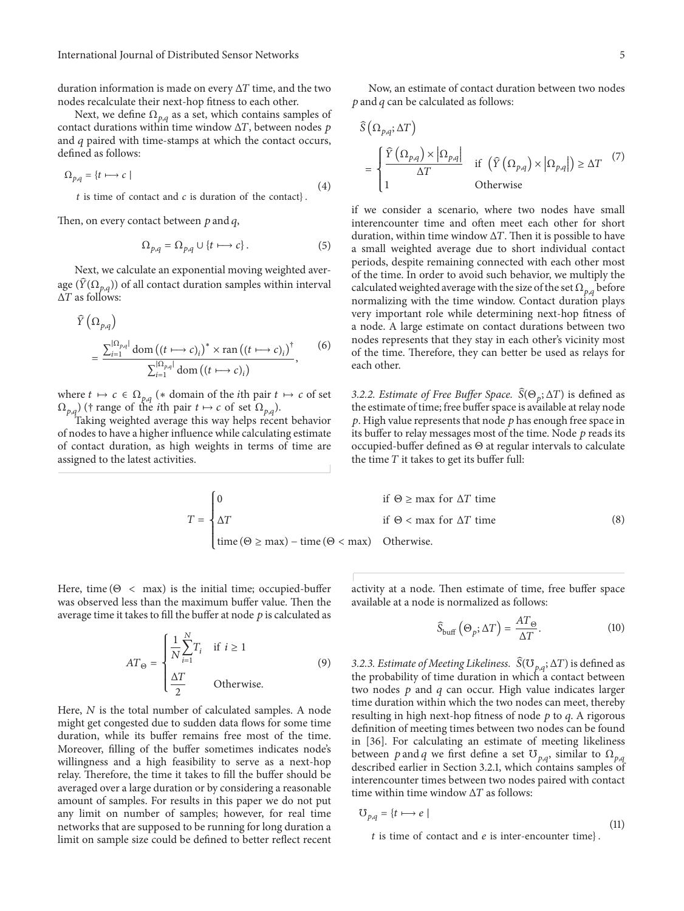duration information is made on every $\Delta T$ time, and the two nodes recalculate their next-hop fitness to each other.

Next, we define $\Omega_{p,q}$ as a set, which contains samples of contact durations within time window $\Delta T$, between nodes $p$ and $q$ paired with time-stamps at which the contact occurs, defined as follows:

$$\Omega_{p,q} = \{t \longmapsto c \mid t \text{ is time of contact and } c \text{ is duration of the contact}\}. \tag{4}$$

Then, on every contact between $p$ and $q$,

$$\Omega_{p,q} = \Omega_{p,q} \cup \{t \longmapsto c\}. \tag{5}$$

Next, we calculate an exponential moving weighted average ($\widehat{Y}(\Omega_{p,q})$) of all contact duration samples within interval $\Delta T$ as follows:

$$\widehat{Y}\left(\Omega_{p,q}\right) = \frac{\sum_{i=1}^{|\Omega_{p,q}|} \operatorname{dom}\left((t \longmapsto c)_i\right)^{*} \times \operatorname{ran}\left((t \longmapsto c)_i\right)^{\dagger}}{\sum_{i=1}^{|\Omega_{p,q}|} \operatorname{dom}\left((t \longmapsto c)_i\right)}, \tag{6}$$

where $t \mapsto c \in \Omega_{p,q}$ (* domain of the $i$th pair $t \mapsto c$ of set $\Omega_{p,q}$) († range of the $i$th pair $t \mapsto c$ of set $\Omega_{p,q}$).

Taking weighted average this way helps recent behavior of nodes to have a higher influence while calculating estimate of contact duration, as high weights in terms of time are assigned to the latest activities.

Now, an estimate of contact duration between two nodes $p$ and $q$ can be calculated as follows:

$$\widehat{S}\left(\Omega_{p,q}; \Delta T\right) = \begin{cases} \dfrac{\widehat{Y}\left(\Omega_{p,q}\right) \times \left|\Omega_{p,q}\right|}{\Delta T} & \text{if } \left(\widehat{Y}\left(\Omega_{p,q}\right) \times \left|\Omega_{p,q}\right|\right) \geq \Delta T \\ 1 & \text{Otherwise} \end{cases} \tag{7}$$

if we consider a scenario, where two nodes have small interencounter time and often meet each other for short duration, within time window $\Delta T$. Then it is possible to have a small weighted average due to short individual contact periods, despite remaining connected with each other most of the time. In order to avoid such behavior, we multiply the calculated weighted average with the size of the set $\Omega_{p,q}$ before normalizing with the time window. Contact duration plays very important role while determining next-hop fitness of a node. A large estimate on contact durations between two nodes represents that they stay in each other's vicinity most of the time. Therefore, they can better be used as relays for each other.

*3.2.2. Estimate of Free Buffer Space.* $\widehat{S}(\Theta_p; \Delta T)$ is defined as the estimate of time; free buffer space is available at relay node $p$. High value represents that node $p$ has enough free space in its buffer to relay messages most of the time. Node $p$ reads its occupied-buffer defined as $\Theta$ at regular intervals to calculate the time $T$ it takes to get its buffer full:

$$T = \begin{cases} 0 & \text{if } \Theta \geq \max \text{ for } \Delta T \text{ time} \\ \Delta T & \text{if } \Theta < \max \text{ for } \Delta T \text{ time} \\ \operatorname{time}(\Theta \geq \max) - \operatorname{time}(\Theta < \max) & \text{Otherwise.} \end{cases} \tag{8}$$

Here, $\operatorname{time}(\Theta < \max)$ is the initial time; occupied-buffer was observed less than the maximum buffer value. Then the average time it takes to fill the buffer at node $p$ is calculated as

$$AT_{\Theta} = \begin{cases} \dfrac{1}{N}\displaystyle\sum_{i=1}^{N} T_i & \text{if } i \geq 1 \\ \dfrac{\Delta T}{2} & \text{Otherwise.} \end{cases} \tag{9}$$

Here, $N$ is the total number of calculated samples. A node might get congested due to sudden data flows for some time duration, while its buffer remains free most of the time. Moreover, filling of the buffer sometimes indicates node's willingness and a high feasibility to serve as a next-hop relay. Therefore, the time it takes to fill the buffer should be averaged over a large duration or by considering a reasonable amount of samples. For results in this paper we do not put any limit on number of samples; however, for real time networks that are supposed to be running for long duration a limit on sample size could be defined to better reflect recent activity at a node. Then estimate of time, free buffer space available at a node is normalized as follows:

$$\widehat{S}_{\text{buff}}\left(\Theta_p; \Delta T\right) = \frac{AT_{\Theta}}{\Delta T}. \tag{10}$$

*3.2.3. Estimate of Meeting Likeliness.* $\widehat{S}(\mho_{p,q}; \Delta T)$ is defined as the probability of time duration in which a contact between two nodes $p$ and $q$ can occur. High value indicates larger time duration within which the two nodes can meet, thereby resulting in high next-hop fitness of node $p$ to $q$. A rigorous definition of meeting times between two nodes can be found in [36]. For calculating an estimate of meeting likeliness between $p$ and $q$ we first define a set $\mho_{p,q}$, similar to $\Omega_{p,q}$ described earlier in Section 3.2.1, which contains samples of interencounter times between two nodes paired with contact time within time window $\Delta T$ as follows:

$$\mho_{p,q} = \{t \longmapsto e \mid t \text{ is time of contact and } e \text{ is inter-encounter time}\}. \tag{11}$$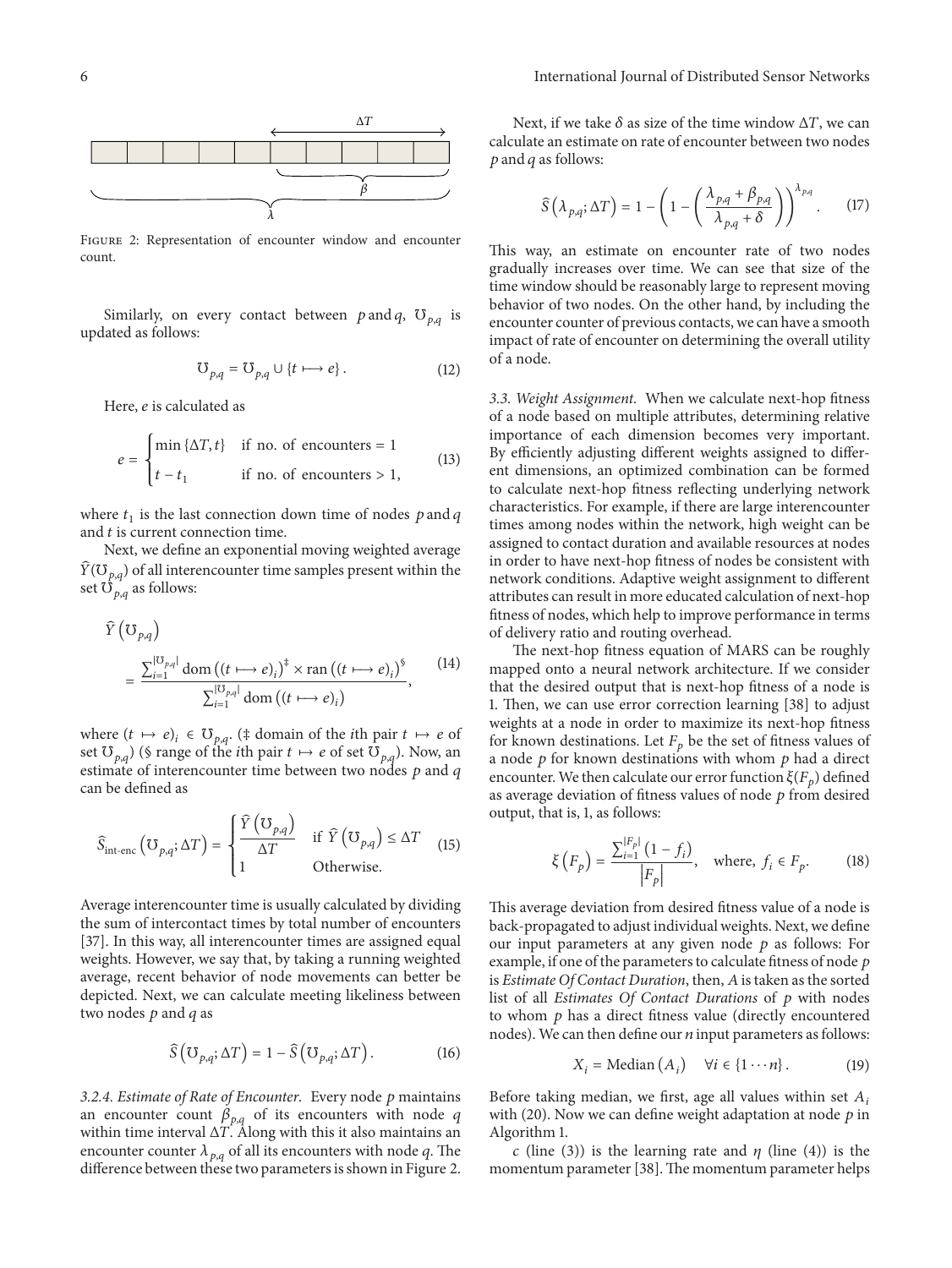Figure 2: Representation of encounter window and encounter count.

Similarly, on every contact between $p$ and $q$, $\mho_{p,q}$ is updated as follows:

$$\mho_{p,q} = \mho_{p,q} \cup \{t \longmapsto e\}. \tag{12}$$

Here, $e$ is calculated as

$$e = \begin{cases} \min\{\Delta T, t\} & \text{if no. of encounters} = 1 \\ t - t_1 & \text{if no. of encounters} > 1, \end{cases} \tag{13}$$

where $t_1$ is the last connection down time of nodes $p$ and $q$ and $t$ is current connection time.

Next, we define an exponential moving weighted average $\widehat{Y}(\mho_{p,q})$ of all interencounter time samples present within the set $\mho_{p,q}$ as follows:

$$\widehat{Y}(\mho_{p,q}) = \frac{\sum_{i=1}^{|\mho_{p,q}|} \operatorname{dom}((t \longmapsto e)_i)^{\ddagger} \times \operatorname{ran}((t \longmapsto e)_i)^{\S}}{\sum_{i=1}^{|\mho_{p,q}|} \operatorname{dom}((t \longmapsto e)_i)}, \tag{14}$$

where $(t \mapsto e)_i \in \mho_{p,q}$. (‡ domain of the $i$th pair $t \mapsto e$ of set $\mho_{p,q}$) (§ range of the $i$th pair $t \mapsto e$ of set $\mho_{p,q}$). Now, an estimate of interencounter time between two nodes $p$ and $q$ can be defined as

$$\widehat{S}_{\text{int-enc}}(\mho_{p,q}; \Delta T) = \begin{cases} \dfrac{\widehat{Y}(\mho_{p,q})}{\Delta T} & \text{if } \widehat{Y}(\mho_{p,q}) \leq \Delta T \\ 1 & \text{Otherwise.} \end{cases} \tag{15}$$

Average interencounter time is usually calculated by dividing the sum of intercontact times by total number of encounters [37]. In this way, all interencounter times are assigned equal weights. However, we say that, by taking a running weighted average, recent behavior of node movements can better be depicted. Next, we can calculate meeting likeliness between two nodes $p$ and $q$ as

$$\widehat{S}(\mho_{p,q}; \Delta T) = 1 - \widehat{S}(\mho_{p,q}; \Delta T). \tag{16}$$

*3.2.4. Estimate of Rate of Encounter.* Every node $p$ maintains an encounter count $\beta_{p,q}$ of its encounters with node $q$ within time interval $\Delta T$. Along with this it also maintains an encounter counter $\lambda_{p,q}$ of all its encounters with node $q$. The difference between these two parameters is shown in Figure 2.

Next, if we take $\delta$ as size of the time window $\Delta T$, we can calculate an estimate on rate of encounter between two nodes $p$ and $q$ as follows:

$$\widehat{S}(\lambda_{p,q}; \Delta T) = 1 - \left(1 - \left(\frac{\lambda_{p,q} + \beta_{p,q}}{\lambda_{p,q} + \delta}\right)\right)^{\lambda_{p,q}}. \tag{17}$$

This way, an estimate on encounter rate of two nodes gradually increases over time. We can see that size of the time window should be reasonably large to represent moving behavior of two nodes. On the other hand, by including the encounter counter of previous contacts, we can have a smooth impact of rate of encounter on determining the overall utility of a node.

*3.3. Weight Assignment.* When we calculate next-hop fitness of a node based on multiple attributes, determining relative importance of each dimension becomes very important. By efficiently adjusting different weights assigned to different dimensions, an optimized combination can be formed to calculate next-hop fitness reflecting underlying network characteristics. For example, if there are large interencounter times among nodes within the network, high weight can be assigned to contact duration and available resources at nodes in order to have next-hop fitness of nodes be consistent with network conditions. Adaptive weight assignment to different attributes can result in more educated calculation of next-hop fitness of nodes, which help to improve performance in terms of delivery ratio and routing overhead.

The next-hop fitness equation of MARS can be roughly mapped onto a neural network architecture. If we consider that the desired output that is next-hop fitness of a node is 1. Then, we can use error correction learning [38] to adjust weights at a node in order to maximize its next-hop fitness for known destinations. Let $F_p$ be the set of fitness values of a node $p$ for known destinations with whom $p$ had a direct encounter. We then calculate our error function $\xi(F_p)$ defined as average deviation of fitness values of node $p$ from desired output, that is, 1, as follows:

$$\xi(F_p) = \frac{\sum_{i=1}^{|F_p|}(1 - f_i)}{|F_p|}, \quad \text{where, } f_i \in F_p. \tag{18}$$

This average deviation from desired fitness value of a node is back-propagated to adjust individual weights. Next, we define our input parameters at any given node $p$ as follows: For example, if one of the parameters to calculate fitness of node $p$ is *Estimate Of Contact Duration*, then, $A$ is taken as the sorted list of all *Estimates Of Contact Durations* of $p$ with nodes to whom $p$ has a direct fitness value (directly encountered nodes). We can then define our $n$ input parameters as follows:

$$X_i = \operatorname{Median}(A_i) \quad \forall i \in \{1 \cdots n\}. \tag{19}$$

Before taking median, we first, age all values within set $A_i$ with (20). Now we can define weight adaptation at node $p$ in Algorithm 1.

$c$ (line (3)) is the learning rate and $\eta$ (line (4)) is the momentum parameter [38]. The momentum parameter helps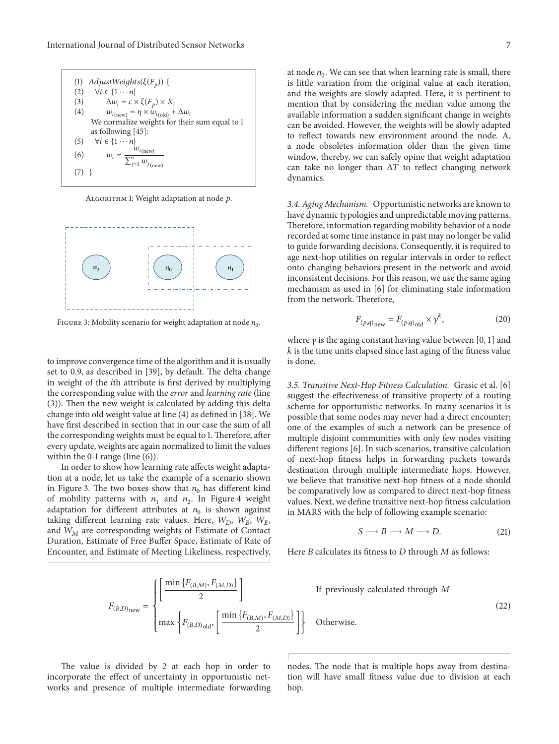```
(1) AdjustWeights(ξ(F_p)) {
(2)   ∀i ∈ {1···n}
(3)      Δw_i = c × ξ(F_p) × X_i
(4)      w_i(new) = η × w_i(old) + Δw_i
      We normalize weights for their sum equal to 1
      as following [45]:
(5)   ∀i ∈ {1···n}
(6)      w_i = w_i(new) / Σ_{j=1}^{n} w_j(new)
(7) }
```

Algorithm 1: Weight adaptation at node $p$.

Figure 3: Mobility scenario for weight adaptation at node $n_0$.

to improve convergence time of the algorithm and it is usually set to 0.9, as described in [39], by default. The delta change in weight of the $i$th attribute is first derived by multiplying the corresponding value with the *error* and *learning rate* (line (3)). Then the new weight is calculated by adding this delta change into old weight value at line (4) as defined in [38]. We have first described in section that in our case the sum of all the corresponding weights must be equal to 1. Therefore, after every update, weights are again normalized to limit the values within the 0-1 range (line (6)).

In order to show how learning rate affects weight adaptation at a node, let us take the example of a scenario shown in Figure 3. The two boxes show that $n_0$ has different kind of mobility patterns with $n_1$ and $n_2$. In Figure 4 weight adaptation for different attributes at $n_0$ is shown against taking different learning rate values. Here, $W_D$, $W_B$, $W_E$, and $W_M$ are corresponding weights of Estimate of Contact Duration, Estimate of Free Buffer Space, Estimate of Rate of Encounter, and Estimate of Meeting Likeliness, respectively, at node $n_0$. We can see that when learning rate is small, there is little variation from the original value at each iteration, and the weights are slowly adapted. Here, it is pertinent to mention that by considering the median value among the available information a sudden significant change in weights can be avoided. However, the weights will be slowly adapted to reflect towards new environment around the node. A, a node obsoletes information older than the given time window, thereby, we can safely opine that weight adaptation can take no longer than $\Delta T$ to reflect changing network dynamics.

### 3.4. Aging Mechanism.

Opportunistic networks are known to have dynamic typologies and unpredictable moving patterns. Therefore, information regarding mobility behavior of a node recorded at some time instance in past may no longer be valid to guide forwarding decisions. Consequently, it is required to age next-hop utilities on regular intervals in order to reflect onto changing behaviors present in the network and avoid inconsistent decisions. For this reason, we use the same aging mechanism as used in [6] for eliminating stale information from the network. Therefore,

$$F_{(p,q)_{\text{new}}} = F_{(p,q)_{\text{old}}} \times \gamma^{k}, \tag{20}$$

where $\gamma$ is the aging constant having value between [0, 1] and $k$ is the time units elapsed since last aging of the fitness value is done.

### 3.5. Transitive Next-Hop Fitness Calculation.

Grasic et al. [6] suggest the effectiveness of transitive property of a routing scheme for opportunistic networks. In many scenarios it is possible that some nodes may never had a direct encounter; one of the examples of such a network can be presence of multiple disjoint communities with only few nodes visiting different regions [6]. In such scenarios, transitive calculation of next-hop fitness helps in forwarding packets towards destination through multiple intermediate hops. However, we believe that transitive next-hop fitness of a node should be comparatively low as compared to direct next-hop fitness values. Next, we define transitive next-hop fitness calculation in MARS with the help of following example scenario:

$$S \longrightarrow B \longrightarrow M \longrightarrow D. \tag{21}$$

Here $B$ calculates its fitness to $D$ through $M$ as follows:

$$F_{(B,D)_{\text{new}}} = \begin{cases} \left[\dfrac{\min\left\{F_{(B,M)}, F_{(M,D)}\right\}}{2}\right] & \text{If previously calculated through } M \\ \max\left\{F_{(B,D)_{\text{old}}}, \left[\dfrac{\min\left\{F_{(B,M)}, F_{(M,D)}\right\}}{2}\right]\right\} & \text{Otherwise.} \end{cases} \tag{22}$$

The value is divided by 2 at each hop in order to incorporate the effect of uncertainty in opportunistic networks and presence of multiple intermediate forwarding nodes. The node that is multiple hops away from destination will have small fitness value due to division at each hop.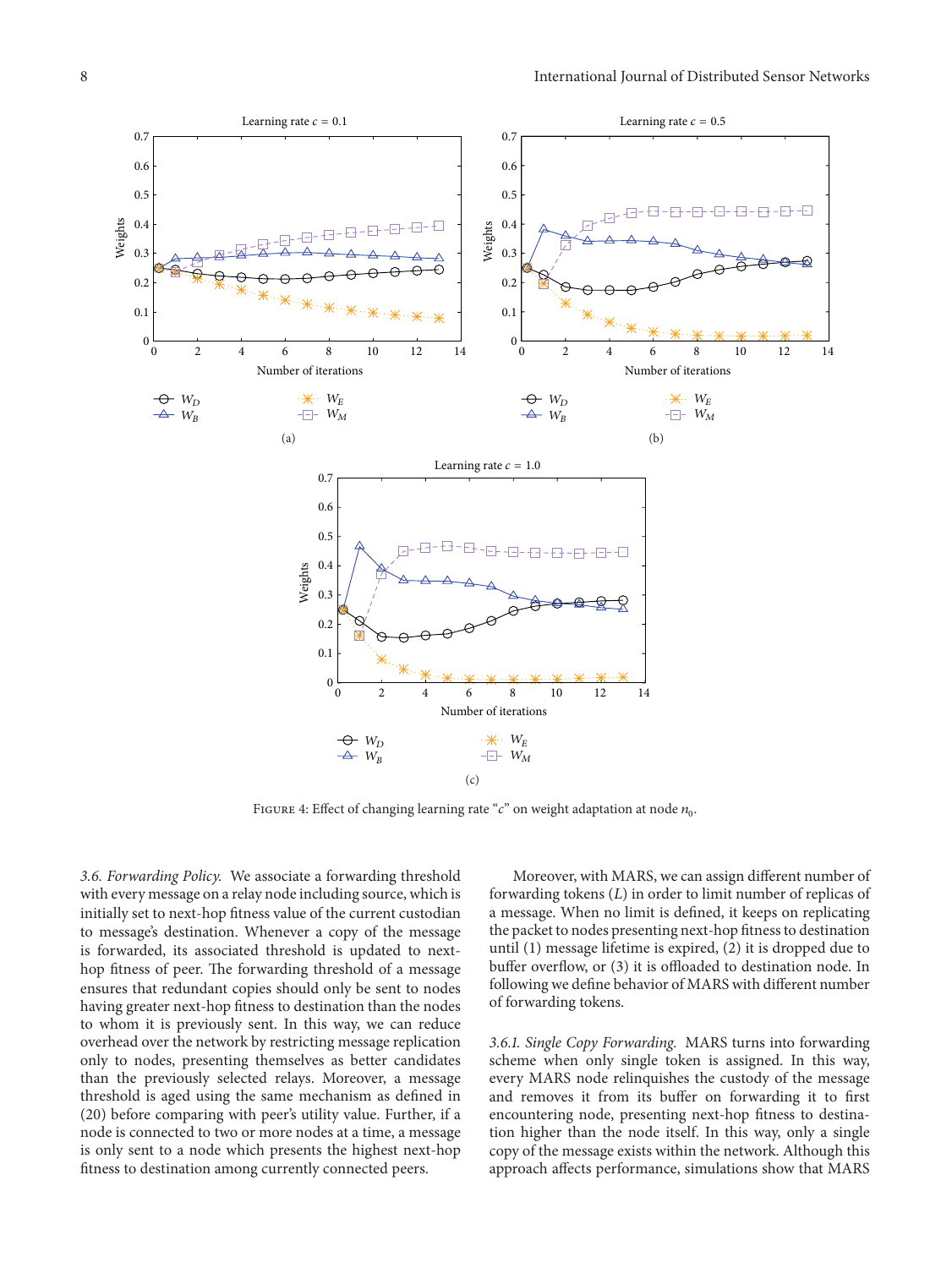Figure 4: Effect of changing learning rate "$c$" on weight adaptation at node $n_0$.

3.6. *Forwarding Policy.* We associate a forwarding threshold with every message on a relay node including source, which is initially set to next-hop fitness value of the current custodian to message's destination. Whenever a copy of the message is forwarded, its associated threshold is updated to next-hop fitness of peer. The forwarding threshold of a message ensures that redundant copies should only be sent to nodes having greater next-hop fitness to destination than the nodes to whom it is previously sent. In this way, we can reduce overhead over the network by restricting message replication only to nodes, presenting themselves as better candidates than the previously selected relays. Moreover, a message threshold is aged using the same mechanism as defined in (20) before comparing with peer's utility value. Further, if a node is connected to two or more nodes at a time, a message is only sent to a node which presents the highest next-hop fitness to destination among currently connected peers.

Moreover, with MARS, we can assign different number of forwarding tokens ($L$) in order to limit number of replicas of a message. When no limit is defined, it keeps on replicating the packet to nodes presenting next-hop fitness to destination until (1) message lifetime is expired, (2) it is dropped due to buffer overflow, or (3) it is offloaded to destination node. In following we define behavior of MARS with different number of forwarding tokens.

3.6.1. *Single Copy Forwarding.* MARS turns into forwarding scheme when only single token is assigned. In this way, every MARS node relinquishes the custody of the message and removes it from its buffer on forwarding it to first encountering node, presenting next-hop fitness to destination higher than the node itself. In this way, only a single copy of the message exists within the network. Although this approach affects performance, simulations show that MARS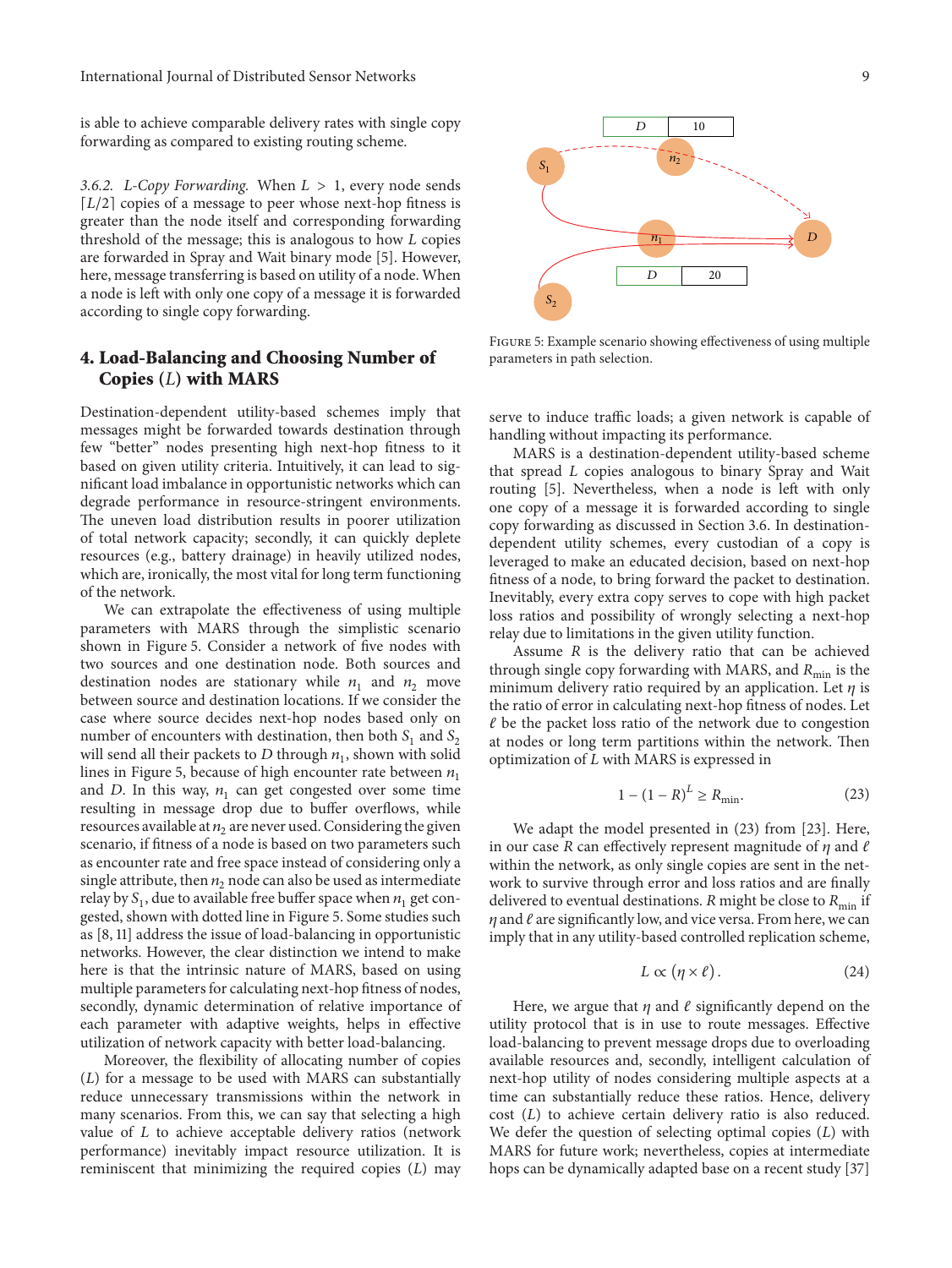is able to achieve comparable delivery rates with single copy forwarding as compared to existing routing scheme.

*3.6.2. L-Copy Forwarding.* When $L > 1$, every node sends $\lceil L/2 \rceil$ copies of a message to peer whose next-hop fitness is greater than the node itself and corresponding forwarding threshold of the message; this is analogous to how $L$ copies are forwarded in Spray and Wait binary mode [5]. However, here, message transferring is based on utility of a node. When a node is left with only one copy of a message it is forwarded according to single copy forwarding.

## 4. Load-Balancing and Choosing Number of Copies ($L$) with MARS

Destination-dependent utility-based schemes imply that messages might be forwarded towards destination through few "better" nodes presenting high next-hop fitness to it based on given utility criteria. Intuitively, it can lead to significant load imbalance in opportunistic networks which can degrade performance in resource-stringent environments. The uneven load distribution results in poorer utilization of total network capacity; secondly, it can quickly deplete resources (e.g., battery drainage) in heavily utilized nodes, which are, ironically, the most vital for long term functioning of the network.

We can extrapolate the effectiveness of using multiple parameters with MARS through the simplistic scenario shown in Figure 5. Consider a network of five nodes with two sources and one destination node. Both sources and destination nodes are stationary while $n_1$ and $n_2$ move between source and destination locations. If we consider the case where source decides next-hop nodes based only on number of encounters with destination, then both $S_1$ and $S_2$ will send all their packets to $D$ through $n_1$, shown with solid lines in Figure 5, because of high encounter rate between $n_1$ and $D$. In this way, $n_1$ can get congested over some time resulting in message drop due to buffer overflows, while resources available at $n_2$ are never used. Considering the given scenario, if fitness of a node is based on two parameters such as encounter rate and free space instead of considering only a single attribute, then $n_2$ node can also be used as intermediate relay by $S_1$, due to available free buffer space when $n_1$ get congested, shown with dotted line in Figure 5. Some studies such as [8, 11] address the issue of load-balancing in opportunistic networks. However, the clear distinction we intend to make here is that the intrinsic nature of MARS, based on using multiple parameters for calculating next-hop fitness of nodes, secondly, dynamic determination of relative importance of each parameter with adaptive weights, helps in effective utilization of network capacity with better load-balancing.

Moreover, the flexibility of allocating number of copies ($L$) for a message to be used with MARS can substantially reduce unnecessary transmissions within the network in many scenarios. From this, we can say that selecting a high value of $L$ to achieve acceptable delivery ratios (network performance) inevitably impact resource utilization. It is reminiscent that minimizing the required copies ($L$) may

| $D$ | 10 |
|---|---|

| $D$ | 20 |
|---|---|

Figure 5: Example scenario showing effectiveness of using multiple parameters in path selection.

serve to induce traffic loads; a given network is capable of handling without impacting its performance.

MARS is a destination-dependent utility-based scheme that spread $L$ copies analogous to binary Spray and Wait routing [5]. Nevertheless, when a node is left with only one copy of a message it is forwarded according to single copy forwarding as discussed in Section 3.6. In destination-dependent utility schemes, every custodian of a copy is leveraged to make an educated decision, based on next-hop fitness of a node, to bring forward the packet to destination. Inevitably, every extra copy serves to cope with high packet loss ratios and possibility of wrongly selecting a next-hop relay due to limitations in the given utility function.

Assume $R$ is the delivery ratio that can be achieved through single copy forwarding with MARS, and $R_{\min}$ is the minimum delivery ratio required by an application. Let $\eta$ is the ratio of error in calculating next-hop fitness of nodes. Let $\ell$ be the packet loss ratio of the network due to congestion at nodes or long term partitions within the network. Then optimization of $L$ with MARS is expressed in

$$1 - (1 - R)^{L} \geq R_{\min}. \tag{23}$$

We adapt the model presented in (23) from [23]. Here, in our case $R$ can effectively represent magnitude of $\eta$ and $\ell$ within the network, as only single copies are sent in the network to survive through error and loss ratios and are finally delivered to eventual destinations. $R$ might be close to $R_{\min}$ if $\eta$ and $\ell$ are significantly low, and vice versa. From here, we can imply that in any utility-based controlled replication scheme,

$$L \propto (\eta \times \ell). \tag{24}$$

Here, we argue that $\eta$ and $\ell$ significantly depend on the utility protocol that is in use to route messages. Effective load-balancing to prevent message drops due to overloading available resources and, secondly, intelligent calculation of next-hop utility of nodes considering multiple aspects at a time can substantially reduce these ratios. Hence, delivery cost ($L$) to achieve certain delivery ratio is also reduced. We defer the question of selecting optimal copies ($L$) with MARS for future work; nevertheless, copies at intermediate hops can be dynamically adapted base on a recent study [37]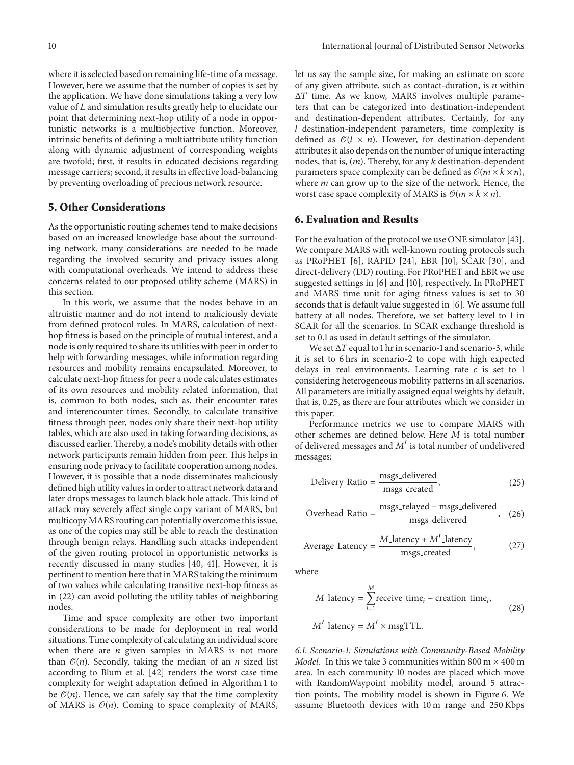where it is selected based on remaining life-time of a message. However, here we assume that the number of copies is set by the application. We have done simulations taking a very low value of $L$ and simulation results greatly help to elucidate our point that determining next-hop utility of a node in opportunistic networks is a multiobjective function. Moreover, intrinsic benefits of defining a multiattribute utility function along with dynamic adjustment of corresponding weights are twofold; first, it results in educated decisions regarding message carriers; second, it results in effective load-balancing by preventing overloading of precious network resource.

## 5. Other Considerations

As the opportunistic routing schemes tend to make decisions based on an increased knowledge base about the surrounding network, many considerations are needed to be made regarding the involved security and privacy issues along with computational overheads. We intend to address these concerns related to our proposed utility scheme (MARS) in this section.

In this work, we assume that the nodes behave in an altruistic manner and do not intend to maliciously deviate from defined protocol rules. In MARS, calculation of next-hop fitness is based on the principle of mutual interest, and a node is only required to share its utilities with peer in order to help with forwarding messages, while information regarding resources and mobility remains encapsulated. Moreover, to calculate next-hop fitness for peer a node calculates estimates of its own resources and mobility related information, that is, common to both nodes, such as, their encounter rates and interencounter times. Secondly, to calculate transitive fitness through peer, nodes only share their next-hop utility tables, which are also used in taking forwarding decisions, as discussed earlier. Thereby, a node's mobility details with other network participants remain hidden from peer. This helps in ensuring node privacy to facilitate cooperation among nodes. However, it is possible that a node disseminates maliciously defined high utility values in order to attract network data and later drops messages to launch black hole attack. This kind of attack may severely affect single copy variant of MARS, but multicopy MARS routing can potentially overcome this issue, as one of the copies may still be able to reach the destination through benign relays. Handling such attacks independent of the given routing protocol in opportunistic networks is recently discussed in many studies [40, 41]. However, it is pertinent to mention here that in MARS taking the minimum of two values while calculating transitive next-hop fitness as in (22) can avoid polluting the utility tables of neighboring nodes.

Time and space complexity are other two important considerations to be made for deployment in real world situations. Time complexity of calculating an individual score when there are $n$ given samples in MARS is not more than $\mathcal{O}(n)$. Secondly, taking the median of an $n$ sized list according to Blum et al. [42] renders the worst case time complexity for weight adaptation defined in Algorithm 1 to be $\mathcal{O}(n)$. Hence, we can safely say that the time complexity of MARS is $\mathcal{O}(n)$. Coming to space complexity of MARS, let us say the sample size, for making an estimate on score of any given attribute, such as contact-duration, is $n$ within $\Delta T$ time. As we know, MARS involves multiple parameters that can be categorized into destination-independent and destination-dependent attributes. Certainly, for any $l$ destination-independent parameters, time complexity is defined as $\mathcal{O}(l \times n)$. However, for destination-dependent attributes it also depends on the number of unique interacting nodes, that is, $(m)$. Thereby, for any $k$ destination-dependent parameters space complexity can be defined as $\mathcal{O}(m \times k \times n)$, where $m$ can grow up to the size of the network. Hence, the worst case space complexity of MARS is $\mathcal{O}(m \times k \times n)$.

## 6. Evaluation and Results

For the evaluation of the protocol we use ONE simulator [43]. We compare MARS with well-known routing protocols such as PRoPHET [6], RAPID [24], EBR [10], SCAR [30], and direct-delivery (DD) routing. For PRoPHET and EBR we use suggested settings in [6] and [10], respectively. In PRoPHET and MARS time unit for aging fitness values is set to 30 seconds that is default value suggested in [6]. We assume full battery at all nodes. Therefore, we set battery level to 1 in SCAR for all the scenarios. In SCAR exchange threshold is set to 0.1 as used in default settings of the simulator.

We set $\Delta T$ equal to 1 hr in scenario-1 and scenario-3, while it is set to 6 hrs in scenario-2 to cope with high expected delays in real environments. Learning rate $c$ is set to 1 considering heterogeneous mobility patterns in all scenarios. All parameters are initially assigned equal weights by default, that is, 0.25, as there are four attributes which we consider in this paper.

Performance metrics we use to compare MARS with other schemes are defined below. Here $M$ is total number of delivered messages and $M'$ is total number of undelivered messages:

$$\text{Delivery Ratio} = \frac{\text{msgs\_delivered}}{\text{msgs\_created}}, \tag{25}$$

$$\text{Overhead Ratio} = \frac{\text{msgs\_relayed} - \text{msgs\_delivered}}{\text{msgs\_delivered}}, \tag{26}$$

$$\text{Average Latency} = \frac{M\text{\_latency} + M'\text{\_latency}}{\text{msgs\_created}}, \tag{27}$$

where

$$\begin{aligned} M\text{\_latency} &= \sum_{i=1}^{M} \text{receive\_time}_i - \text{creation\_time}_i, \\ M'\text{\_latency} &= M' \times \text{msgTTL}. \end{aligned} \tag{28}$$

*6.1. Scenario-1: Simulations with Community-Based Mobility Model.* In this we take 3 communities within 800 m × 400 m area. In each community 10 nodes are placed which move with RandomWaypoint mobility model, around 5 attraction points. The mobility model is shown in Figure 6. We assume Bluetooth devices with 10 m range and 250 Kbps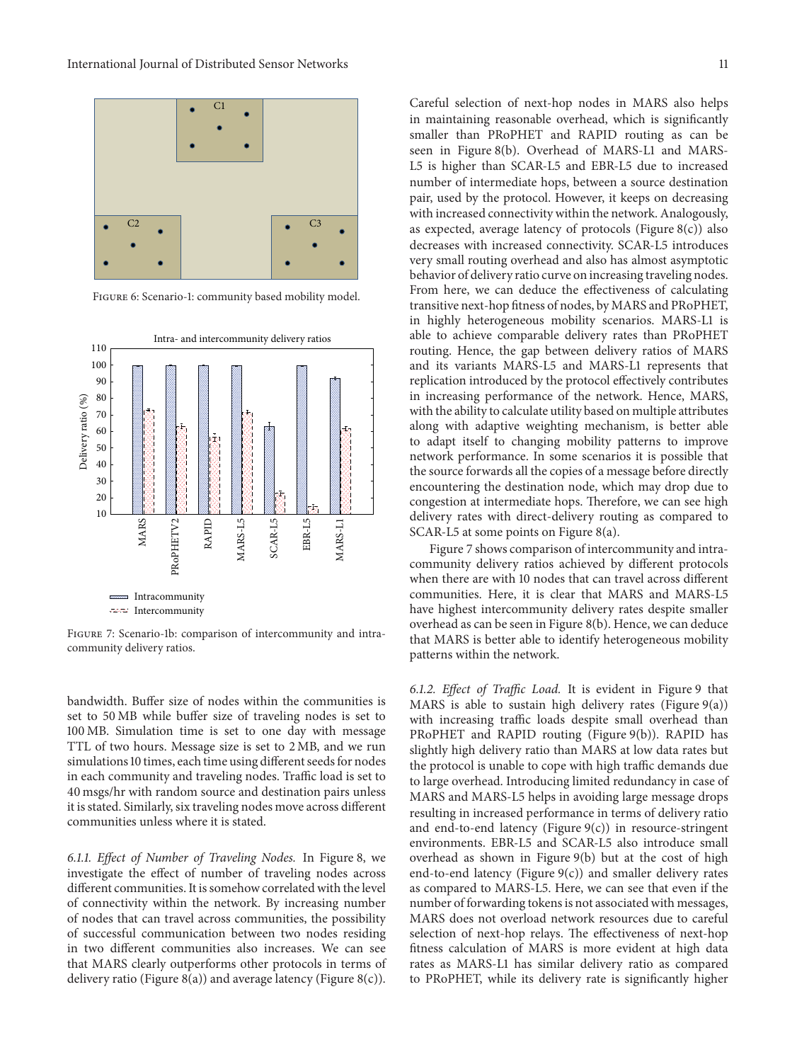Figure 6: Scenario-1: community based mobility model.

Figure 7: Scenario-1b: comparison of intercommunity and intracommunity delivery ratios.

bandwidth. Buffer size of nodes within the communities is set to 50 MB while buffer size of traveling nodes is set to 100 MB. Simulation time is set to one day with message TTL of two hours. Message size is set to 2 MB, and we run simulations 10 times, each time using different seeds for nodes in each community and traveling nodes. Traffic load is set to 40 msgs/hr with random source and destination pairs unless it is stated. Similarly, six traveling nodes move across different communities unless where it is stated.

*6.1.1. Effect of Number of Traveling Nodes.* In Figure 8, we investigate the effect of number of traveling nodes across different communities. It is somehow correlated with the level of connectivity within the network. By increasing number of nodes that can travel across communities, the possibility of successful communication between two nodes residing in two different communities also increases. We can see that MARS clearly outperforms other protocols in terms of delivery ratio (Figure 8(a)) and average latency (Figure 8(c)). Careful selection of next-hop nodes in MARS also helps in maintaining reasonable overhead, which is significantly smaller than PRoPHET and RAPID routing as can be seen in Figure 8(b). Overhead of MARS-L1 and MARS-L5 is higher than SCAR-L5 and EBR-L5 due to increased number of intermediate hops, between a source destination pair, used by the protocol. However, it keeps on decreasing with increased connectivity within the network. Analogously, as expected, average latency of protocols (Figure 8(c)) also decreases with increased connectivity. SCAR-L5 introduces very small routing overhead and also has almost asymptotic behavior of delivery ratio curve on increasing traveling nodes. From here, we can deduce the effectiveness of calculating transitive next-hop fitness of nodes, by MARS and PRoPHET, in highly heterogeneous mobility scenarios. MARS-L1 is able to achieve comparable delivery rates than PRoPHET routing. Hence, the gap between delivery ratios of MARS and its variants MARS-L5 and MARS-L1 represents that replication introduced by the protocol effectively contributes in increasing performance of the network. Hence, MARS, with the ability to calculate utility based on multiple attributes along with adaptive weighting mechanism, is better able to adapt itself to changing mobility patterns to improve network performance. In some scenarios it is possible that the source forwards all the copies of a message before directly encountering the destination node, which may drop due to congestion at intermediate hops. Therefore, we can see high delivery rates with direct-delivery routing as compared to SCAR-L5 at some points on Figure 8(a).

Figure 7 shows comparison of intercommunity and intracommunity delivery ratios achieved by different protocols when there are with 10 nodes that can travel across different communities. Here, it is clear that MARS and MARS-L5 have highest intercommunity delivery rates despite smaller overhead as can be seen in Figure 8(b). Hence, we can deduce that MARS is better able to identify heterogeneous mobility patterns within the network.

*6.1.2. Effect of Traffic Load.* It is evident in Figure 9 that MARS is able to sustain high delivery rates (Figure 9(a)) with increasing traffic loads despite small overhead than PRoPHET and RAPID routing (Figure 9(b)). RAPID has slightly high delivery ratio than MARS at low data rates but the protocol is unable to cope with high traffic demands due to large overhead. Introducing limited redundancy in case of MARS and MARS-L5 helps in avoiding large message drops resulting in increased performance in terms of delivery ratio and end-to-end latency (Figure 9(c)) in resource-stringent environments. EBR-L5 and SCAR-L5 also introduce small overhead as shown in Figure 9(b) but at the cost of high end-to-end latency (Figure 9(c)) and smaller delivery rates as compared to MARS-L5. Here, we can see that even if the number of forwarding tokens is not associated with messages, MARS does not overload network resources due to careful selection of next-hop relays. The effectiveness of next-hop fitness calculation of MARS is more evident at high data rates as MARS-L1 has similar delivery ratio as compared to PRoPHET, while its delivery rate is significantly higher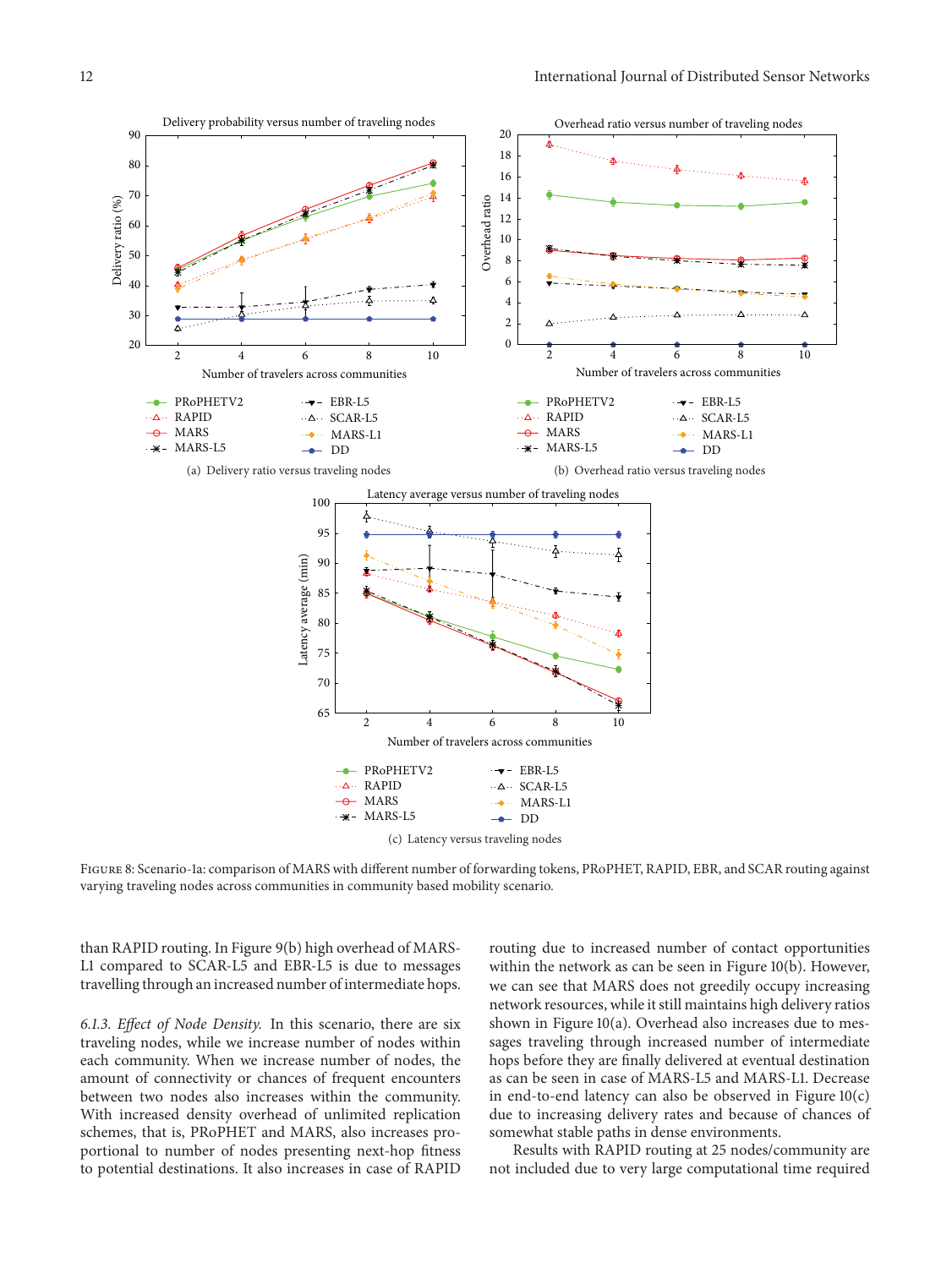(a) Delivery ratio versus traveling nodes

(b) Overhead ratio versus traveling nodes

(c) Latency versus traveling nodes

Figure 8: Scenario-1a: comparison of MARS with different number of forwarding tokens, PRoPHET, RAPID, EBR, and SCAR routing against varying traveling nodes across communities in community based mobility scenario.

than RAPID routing. In Figure 9(b) high overhead of MARS-L1 compared to SCAR-L5 and EBR-L5 is due to messages travelling through an increased number of intermediate hops.

*6.1.3. Effect of Node Density.* In this scenario, there are six traveling nodes, while we increase number of nodes within each community. When we increase number of nodes, the amount of connectivity or chances of frequent encounters between two nodes also increases within the community. With increased density overhead of unlimited replication schemes, that is, PRoPHET and MARS, also increases proportional to number of nodes presenting next-hop fitness to potential destinations. It also increases in case of RAPID routing due to increased number of contact opportunities within the network as can be seen in Figure 10(b). However, we can see that MARS does not greedily occupy increasing network resources, while it still maintains high delivery ratios shown in Figure 10(a). Overhead also increases due to messages traveling through increased number of intermediate hops before they are finally delivered at eventual destination as can be seen in case of MARS-L5 and MARS-L1. Decrease in end-to-end latency can also be observed in Figure 10(c) due to increasing delivery rates and because of chances of somewhat stable paths in dense environments.

Results with RAPID routing at 25 nodes/community are not included due to very large computational time required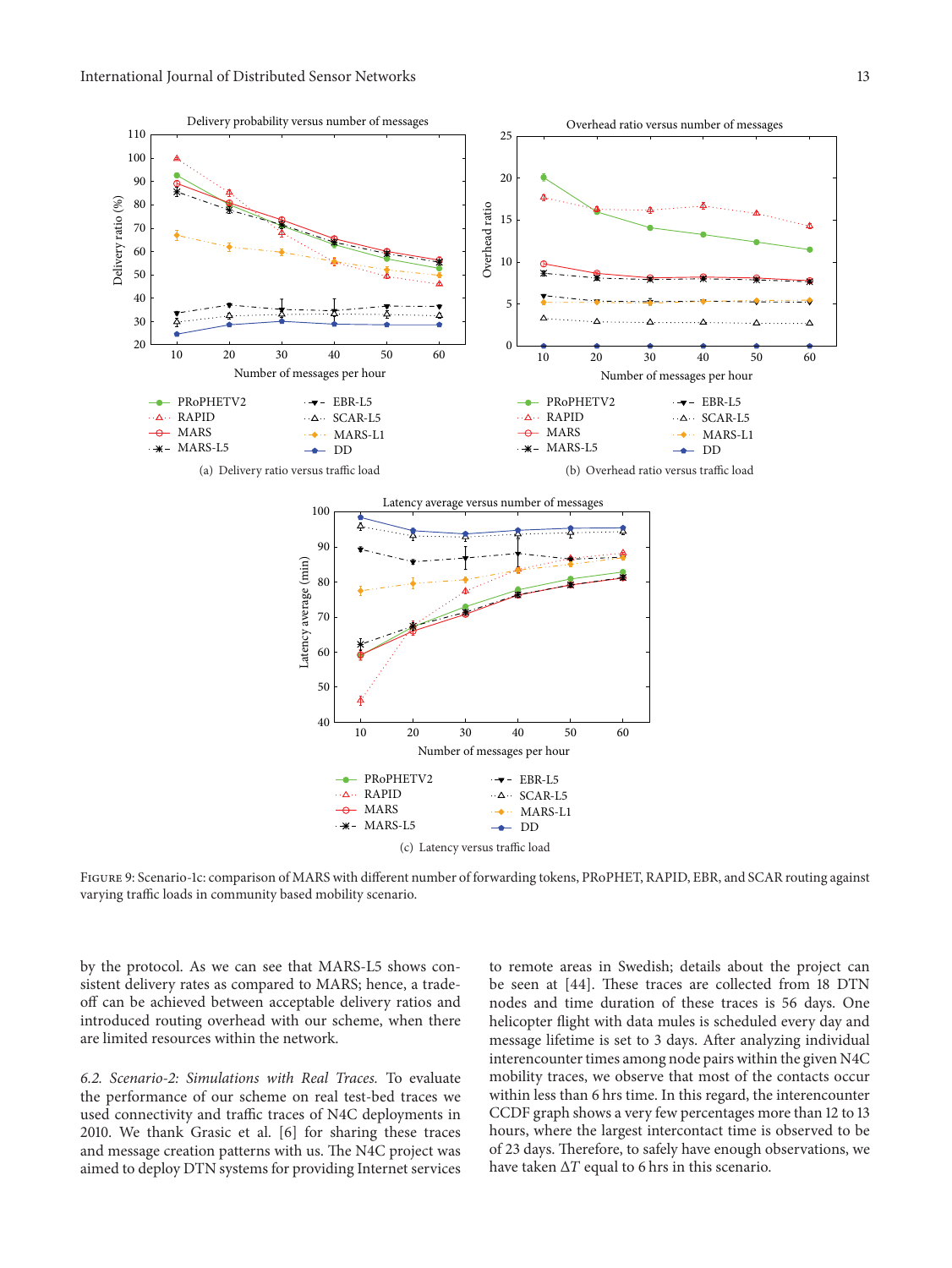(a) Delivery ratio versus traffic load

(b) Overhead ratio versus traffic load

(c) Latency versus traffic load

Figure 9: Scenario-1c: comparison of MARS with different number of forwarding tokens, PRoPHET, RAPID, EBR, and SCAR routing against varying traffic loads in community based mobility scenario.

by the protocol. As we can see that MARS-L5 shows consistent delivery rates as compared to MARS; hence, a tradeoff can be achieved between acceptable delivery ratios and introduced routing overhead with our scheme, when there are limited resources within the network.

*6.2. Scenario-2: Simulations with Real Traces.* To evaluate the performance of our scheme on real test-bed traces we used connectivity and traffic traces of N4C deployments in 2010. We thank Grasic et al. [6] for sharing these traces and message creation patterns with us. The N4C project was aimed to deploy DTN systems for providing Internet services to remote areas in Swedish; details about the project can be seen at [44]. These traces are collected from 18 DTN nodes and time duration of these traces is 56 days. One helicopter flight with data mules is scheduled every day and message lifetime is set to 3 days. After analyzing individual interencounter times among node pairs within the given N4C mobility traces, we observe that most of the contacts occur within less than 6 hrs time. In this regard, the intercounter CCDF graph shows a very few percentages more than 12 to 13 hours, where the largest intercontact time is observed to be of 23 days. Therefore, to safely have enough observations, we have taken $\Delta T$ equal to 6 hrs in this scenario.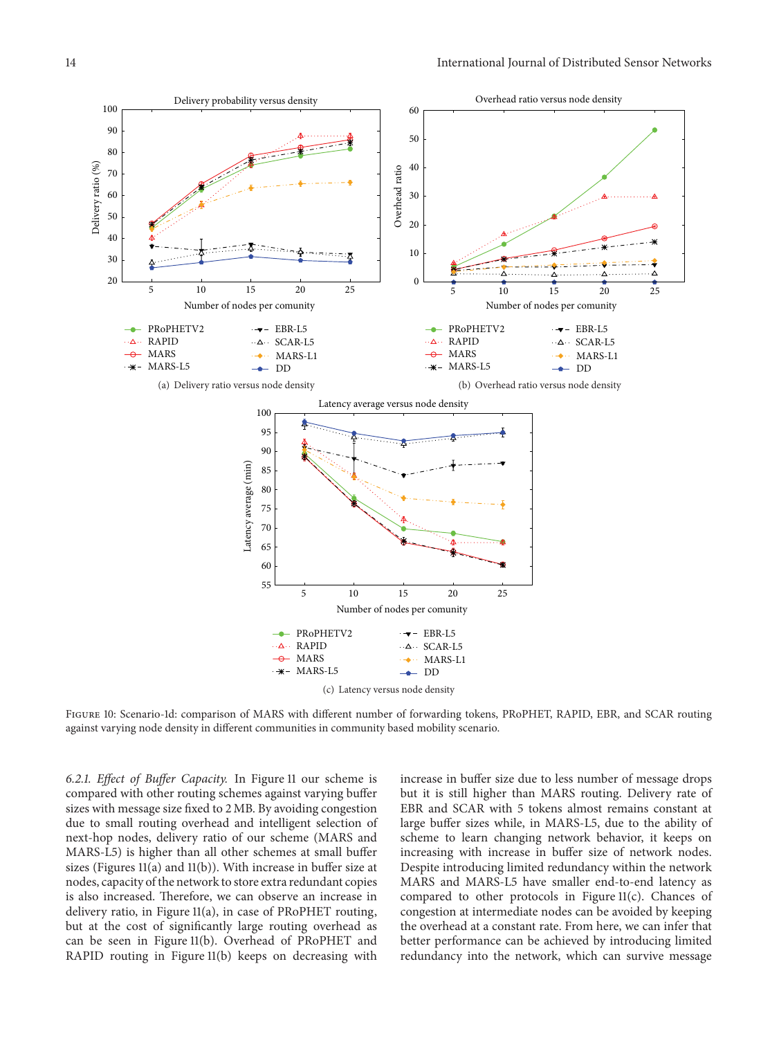(a) Delivery ratio versus node density

(b) Overhead ratio versus node density

(c) Latency versus node density

Figure 10: Scenario-1d: comparison of MARS with different number of forwarding tokens, PRoPHET, RAPID, EBR, and SCAR routing against varying node density in different communities in community based mobility scenario.

*6.2.1. Effect of Buffer Capacity.* In Figure 11 our scheme is compared with other routing schemes against varying buffer sizes with message size fixed to 2 MB. By avoiding congestion due to small routing overhead and intelligent selection of next-hop nodes, delivery ratio of our scheme (MARS and MARS-L5) is higher than all other schemes at small buffer sizes (Figures 11(a) and 11(b)). With increase in buffer size at nodes, capacity of the network to store extra redundant copies is also increased. Therefore, we can observe an increase in delivery ratio, in Figure 11(a), in case of PRoPHET routing, but at the cost of significantly large routing overhead as can be seen in Figure 11(b). Overhead of PRoPHET and RAPID routing in Figure 11(b) keeps on decreasing with increase in buffer size due to less number of message drops but it is still higher than MARS routing. Delivery rate of EBR and SCAR with 5 tokens almost remains constant at large buffer sizes while, in MARS-L5, due to the ability of scheme to learn changing network behavior, it keeps on increasing with increase in buffer size of network nodes. Despite introducing limited redundancy within the network MARS and MARS-L5 have smaller end-to-end latency as compared to other protocols in Figure 11(c). Chances of congestion at intermediate nodes can be avoided by keeping the overhead at a constant rate. From here, we can infer that better performance can be achieved by introducing limited redundancy into the network, which can survive message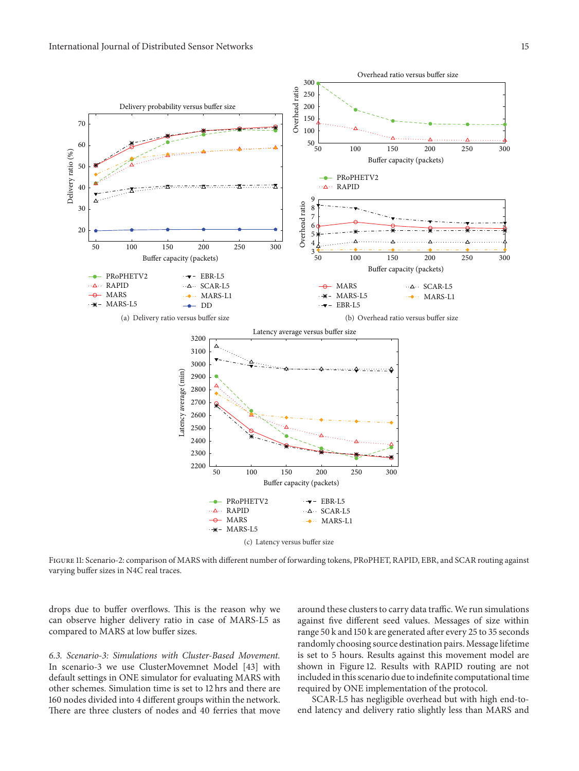Figure 11: Scenario-2: comparison of MARS with different number of forwarding tokens, PRoPHET, RAPID, EBR, and SCAR routing against varying buffer sizes in N4C real traces.

(a) Delivery ratio versus buffer size

(b) Overhead ratio versus buffer size

(c) Latency versus buffer size

drops due to buffer overflows. This is the reason why we can observe higher delivery ratio in case of MARS-L5 as compared to MARS at low buffer sizes.

*6.3. Scenario-3: Simulations with Cluster-Based Movement.* In scenario-3 we use ClusterMovemnet Model [43] with default settings in ONE simulator for evaluating MARS with other schemes. Simulation time is set to 12 hrs and there are 160 nodes divided into 4 different groups within the network. There are three clusters of nodes and 40 ferries that move around these clusters to carry data traffic. We run simulations against five different seed values. Messages of size within range 50 k and 150 k are generated after every 25 to 35 seconds randomly choosing source destination pairs. Message lifetime is set to 5 hours. Results against this movement model are shown in Figure 12. Results with RAPID routing are not included in this scenario due to indefinite computational time required by ONE implementation of the protocol.

SCAR-L5 has negligible overhead but with high end-to-end latency and delivery ratio slightly less than MARS and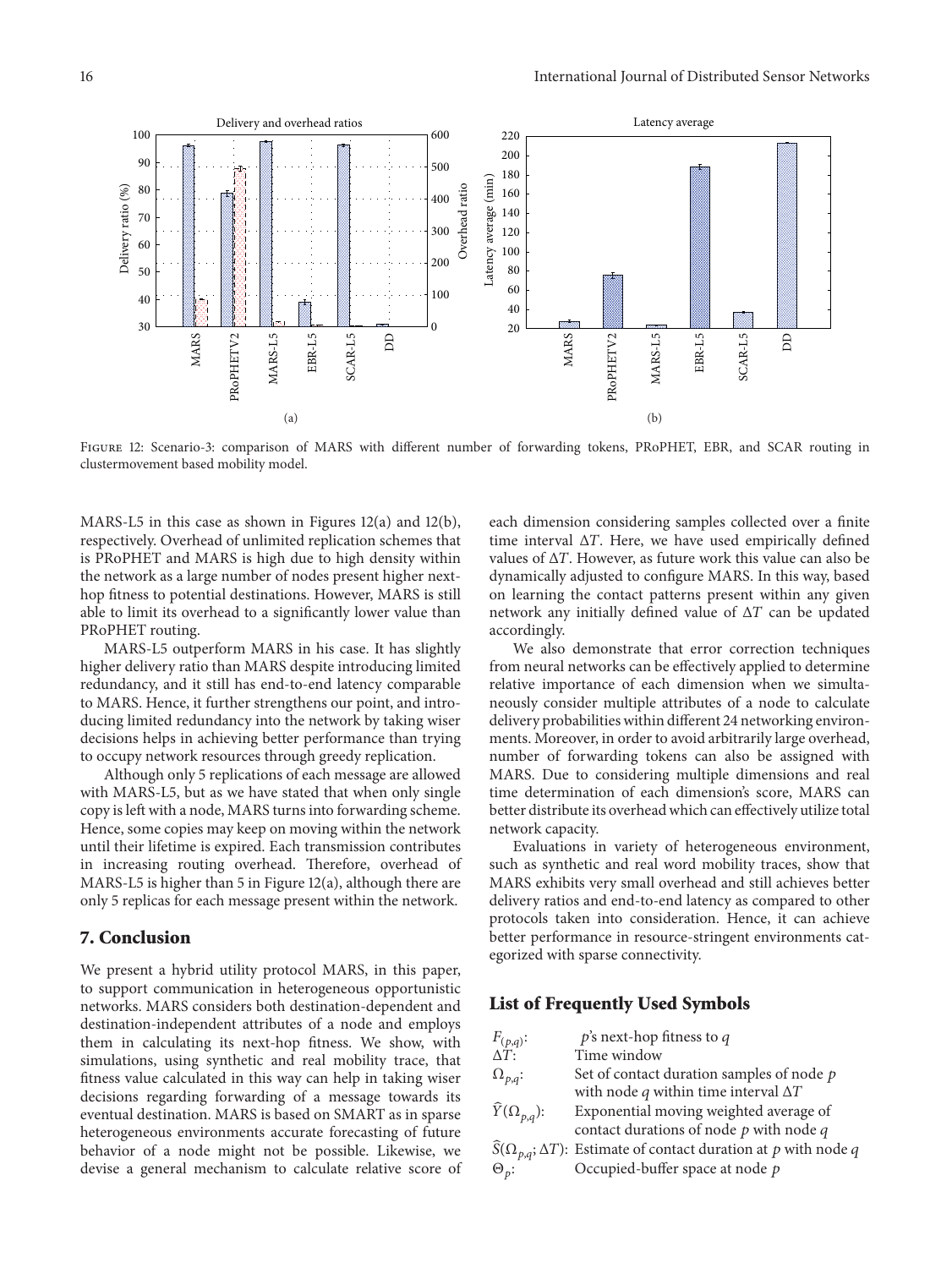Figure 12: Scenario-3: comparison of MARS with different number of forwarding tokens, PRoPHET, EBR, and SCAR routing in clustermovement based mobility model.

MARS-L5 in this case as shown in Figures 12(a) and 12(b), respectively. Overhead of unlimited replication schemes that is PRoPHET and MARS is high due to high density within the network as a large number of nodes present higher next-hop fitness to potential destinations. However, MARS is still able to limit its overhead to a significantly lower value than PRoPHET routing.

MARS-L5 outperform MARS in his case. It has slightly higher delivery ratio than MARS despite introducing limited redundancy, and it still has end-to-end latency comparable to MARS. Hence, it further strengthens our point, and introducing limited redundancy into the network by taking wiser decisions helps in achieving better performance than trying to occupy network resources through greedy replication.

Although only 5 replications of each message are allowed with MARS-L5, but as we have stated that when only single copy is left with a node, MARS turns into forwarding scheme. Hence, some copies may keep on moving within the network until their lifetime is expired. Each transmission contributes in increasing routing overhead. Therefore, overhead of MARS-L5 is higher than 5 in Figure 12(a), although there are only 5 replicas for each message present within the network.

## 7. Conclusion

We present a hybrid utility protocol MARS, in this paper, to support communication in heterogeneous opportunistic networks. MARS considers both destination-dependent and destination-independent attributes of a node and employs them in calculating its next-hop fitness. We show, with simulations, using synthetic and real mobility trace, that fitness value calculated in this way can help in taking wiser decisions regarding forwarding of a message towards its eventual destination. MARS is based on SMART as in sparse heterogeneous environments accurate forecasting of future behavior of a node might not be possible. Likewise, we devise a general mechanism to calculate relative score of each dimension considering samples collected over a finite time interval $\Delta T$. Here, we have used empirically defined values of $\Delta T$. However, as future work this value can also be dynamically adjusted to configure MARS. In this way, based on learning the contact patterns present within any given network any initially defined value of $\Delta T$ can be updated accordingly.

We also demonstrate that error correction techniques from neural networks can be effectively applied to determine relative importance of each dimension when we simultaneously consider multiple attributes of a node to calculate delivery probabilities within different 24 networking environments. Moreover, in order to avoid arbitrarily large overhead, number of forwarding tokens can also be assigned with MARS. Due to considering multiple dimensions and real time determination of each dimension's score, MARS can better distribute its overhead which can effectively utilize total network capacity.

Evaluations in variety of heterogeneous environment, such as synthetic and real word mobility traces, show that MARS exhibits very small overhead and still achieves better delivery ratios and end-to-end latency as compared to other protocols taken into consideration. Hence, it can achieve better performance in resource-stringent environments categorized with sparse connectivity.

## List of Frequently Used Symbols

| | |
|---|---|
| $F_{(p,q)}$: | $p$'s next-hop fitness to $q$ |
| $\Delta T$: | Time window |
| $\Omega_{p,q}$: | Set of contact duration samples of node $p$ with node $q$ within time interval $\Delta T$ |
| $\widehat{Y}(\Omega_{p,q})$: | Exponential moving weighted average of contact durations of node $p$ with node $q$ |
| $\widehat{S}(\Omega_{p,q};\Delta T)$: | Estimate of contact duration at $p$ with node $q$ |
| $\Theta_p$: | Occupied-buffer space at node $p$ |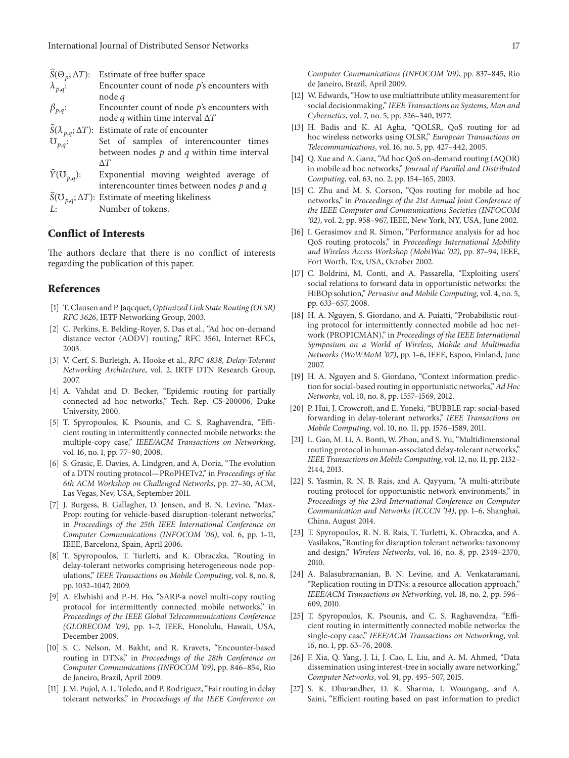$\widehat{S}(\Theta_p; \Delta T)$: Estimate of free buffer space

$\lambda_{p,q}$: Encounter count of node $p$'s encounters with node $q$

$\beta_{p,q}$: Encounter count of node $p$'s encounters with node $q$ within time interval $\Delta T$

$\widehat{S}(\lambda_{p,q}; \Delta T)$: Estimate of rate of encounter

$\mho_{p,q}$: Set of samples of interencounter times between nodes $p$ and $q$ within time interval $\Delta T$

$\widehat{Y}(\mho_{p,q})$: Exponential moving weighted average of interencounter times between nodes $p$ and $q$

$\widehat{S}(\mho_{p,q}; \Delta T)$: Estimate of meeting likeliness

$L$: Number of tokens.

## Conflict of Interests

The authors declare that there is no conflict of interests regarding the publication of this paper.

## References

[1] T. Clausen and P. Jaqcquet, *Optimized Link State Routing (OLSR) RFC 3626*, IETF Networking Group, 2003.

[2] C. Perkins, E. Belding-Royer, S. Das et al., "Ad hoc on-demand distance vector (AODV) routing," RFC 3561, Internet RFCs, 2003.

[3] V. Cerf, S. Burleigh, A. Hooke et al., *RFC 4838, Delay-Tolerant Networking Architecture*, vol. 2, IRTF DTN Research Group, 2007.

[4] A. Vahdat and D. Becker, "Epidemic routing for partially connected ad hoc networks," Tech. Rep. CS-200006, Duke University, 2000.

[5] T. Spyropoulos, K. Psounis, and C. S. Raghavendra, "Efficient routing in intermittently connected mobile networks: the multiple-copy case," *IEEE/ACM Transactions on Networking*, vol. 16, no. 1, pp. 77–90, 2008.

[6] S. Grasic, E. Davies, A. Lindgren, and A. Doria, "The evolution of a DTN routing protocol—PRoPHETv2," in *Proceedings of the 6th ACM Workshop on Challenged Networks*, pp. 27–30, ACM, Las Vegas, Nev, USA, September 2011.

[7] J. Burgess, B. Gallagher, D. Jensen, and B. N. Levine, "MaxProp: routing for vehicle-based disruption-tolerant networks," in *Proceedings of the 25th IEEE International Conference on Computer Communications (INFOCOM '06)*, vol. 6, pp. 1–11, IEEE, Barcelona, Spain, April 2006.

[8] T. Spyropoulos, T. Turletti, and K. Obraczka, "Routing in delay-tolerant networks comprising heterogeneous node populations," *IEEE Transactions on Mobile Computing*, vol. 8, no. 8, pp. 1032–1047, 2009.

[9] A. Elwhishi and P.-H. Ho, "SARP-a novel multi-copy routing protocol for intermittently connected mobile networks," in *Proceedings of the IEEE Global Telecommunications Conference (GLOBECOM '09)*, pp. 1–7, IEEE, Honolulu, Hawaii, USA, December 2009.

[10] S. C. Nelson, M. Bakht, and R. Kravets, "Encounter-based routing in DTNs," in *Proceedings of the 28th Conference on Computer Communications (INFOCOM '09)*, pp. 846–854, Rio de Janeiro, Brazil, April 2009.

[11] J. M. Pujol, A. L. Toledo, and P. Rodriguez, "Fair routing in delay tolerant networks," in *Proceedings of the IEEE Conference on Computer Communications (INFOCOM '09)*, pp. 837–845, Rio de Janeiro, Brazil, April 2009.

[12] W. Edwards, "How to use multiattribute utility measurement for social decisionmaking," *IEEE Transactions on Systems, Man and Cybernetics*, vol. 7, no. 5, pp. 326–340, 1977.

[13] H. Badis and K. Al Agha, "QOLSR, QoS routing for ad hoc wireless networks using OLSR," *European Transactions on Telecommunications*, vol. 16, no. 5, pp. 427–442, 2005.

[14] Q. Xue and A. Ganz, "Ad hoc QoS on-demand routing (AQOR) in mobile ad hoc networks," *Journal of Parallel and Distributed Computing*, vol. 63, no. 2, pp. 154–165, 2003.

[15] C. Zhu and M. S. Corson, "Qos routing for mobile ad hoc networks," in *Proceedings of the 21st Annual Joint Conference of the IEEE Computer and Communications Societies (INFOCOM '02)*, vol. 2, pp. 958–967, IEEE, New York, NY, USA, June 2002.

[16] I. Gerasimov and R. Simon, "Performance analysis for ad hoc QoS routing protocols," in *Proceedings International Mobility and Wireless Access Workshop (MobiWac '02)*, pp. 87–94, IEEE, Fort Worth, Tex, USA, October 2002.

[17] C. Boldrini, M. Conti, and A. Passarella, "Exploiting users' social relations to forward data in opportunistic networks: the HiBOp solution," *Pervasive and Mobile Computing*, vol. 4, no. 5, pp. 633–657, 2008.

[18] H. A. Nguyen, S. Giordano, and A. Puiatti, "Probabilistic routing protocol for intermittently connected mobile ad hoc network (PROPICMAN)," in *Proceedings of the IEEE International Symposium on a World of Wireless, Mobile and Multimedia Networks (WoWMoM '07)*, pp. 1–6, IEEE, Espoo, Finland, June 2007.

[19] H. A. Nguyen and S. Giordano, "Context information prediction for social-based routing in opportunistic networks," *Ad Hoc Networks*, vol. 10, no. 8, pp. 1557–1569, 2012.

[20] P. Hui, J. Crowcroft, and E. Yoneki, "BUBBLE rap: social-based forwarding in delay-tolerant networks," *IEEE Transactions on Mobile Computing*, vol. 10, no. 11, pp. 1576–1589, 2011.

[21] L. Gao, M. Li, A. Bonti, W. Zhou, and S. Yu, "Multidimensional routing protocol in human-associated delay-tolerant networks," *IEEE Transactions on Mobile Computing*, vol. 12, no. 11, pp. 2132–2144, 2013.

[22] S. Yasmin, R. N. B. Rais, and A. Qayyum, "A multi-attribute routing protocol for opportunistic network environments," in *Proceedings of the 23rd International Conference on Computer Communication and Networks (ICCCN '14)*, pp. 1–6, Shanghai, China, August 2014.

[23] T. Spyropoulos, R. N. B. Rais, T. Turletti, K. Obraczka, and A. Vasilakos, "Routing for disruption tolerant networks: taxonomy and design," *Wireless Networks*, vol. 16, no. 8, pp. 2349–2370, 2010.

[24] A. Balasubramanian, B. N. Levine, and A. Venkataramani, "Replication routing in DTNs: a resource allocation approach," *IEEE/ACM Transactions on Networking*, vol. 18, no. 2, pp. 596–609, 2010.

[25] T. Spyropoulos, K. Psounis, and C. S. Raghavendra, "Efficient routing in intermittently connected mobile networks: the single-copy case," *IEEE/ACM Transactions on Networking*, vol. 16, no. 1, pp. 63–76, 2008.

[26] F. Xia, Q. Yang, J. Li, J. Cao, L. Liu, and A. M. Ahmed, "Data dissemination using interest-tree in socially aware networking," *Computer Networks*, vol. 91, pp. 495–507, 2015.

[27] S. K. Dhurandher, D. K. Sharma, I. Woungang, and A. Saini, "Efficient routing based on past information to predict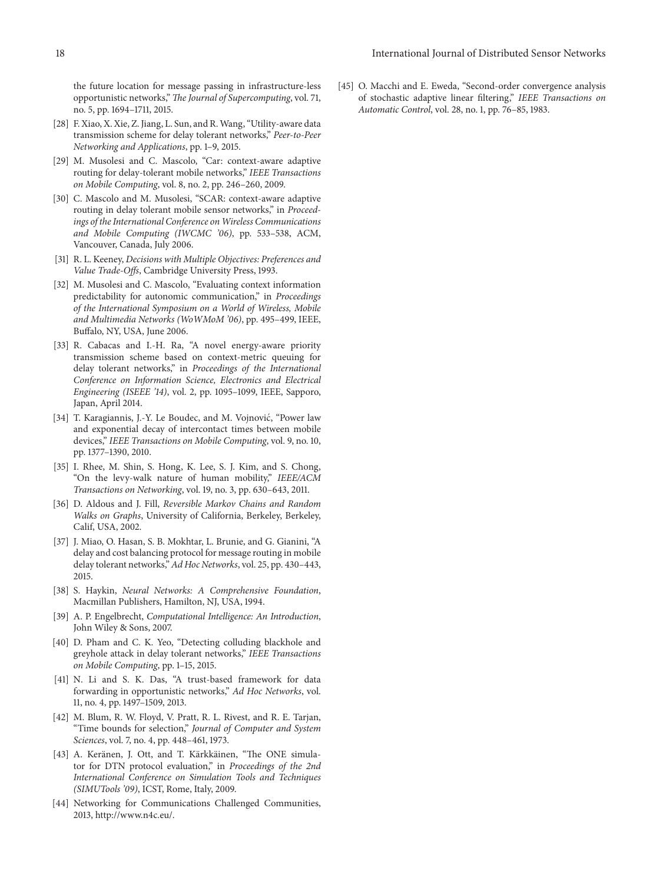the future location for message passing in infrastructure-less opportunistic networks," *The Journal of Supercomputing*, vol. 71, no. 5, pp. 1694–1711, 2015.

[28] F. Xiao, X. Xie, Z. Jiang, L. Sun, and R. Wang, "Utility-aware data transmission scheme for delay tolerant networks," *Peer-to-Peer Networking and Applications*, pp. 1–9, 2015.

[29] M. Musolesi and C. Mascolo, "Car: context-aware adaptive routing for delay-tolerant mobile networks," *IEEE Transactions on Mobile Computing*, vol. 8, no. 2, pp. 246–260, 2009.

[30] C. Mascolo and M. Musolesi, "SCAR: context-aware adaptive routing in delay tolerant mobile sensor networks," in *Proceedings of the International Conference on Wireless Communications and Mobile Computing (IWCMC '06)*, pp. 533–538, ACM, Vancouver, Canada, July 2006.

[31] R. L. Keeney, *Decisions with Multiple Objectives: Preferences and Value Trade-Offs*, Cambridge University Press, 1993.

[32] M. Musolesi and C. Mascolo, "Evaluating context information predictability for autonomic communication," in *Proceedings of the International Symposium on a World of Wireless, Mobile and Multimedia Networks (WoWMoM '06)*, pp. 495–499, IEEE, Buffalo, NY, USA, June 2006.

[33] R. Cabacas and I.-H. Ra, "A novel energy-aware priority transmission scheme based on context-metric queuing for delay tolerant networks," in *Proceedings of the International Conference on Information Science, Electronics and Electrical Engineering (ISEEE '14)*, vol. 2, pp. 1095–1099, IEEE, Sapporo, Japan, April 2014.

[34] T. Karagiannis, J.-Y. Le Boudec, and M. Vojnović, "Power law and exponential decay of intercontact times between mobile devices," *IEEE Transactions on Mobile Computing*, vol. 9, no. 10, pp. 1377–1390, 2010.

[35] I. Rhee, M. Shin, S. Hong, K. Lee, S. J. Kim, and S. Chong, "On the levy-walk nature of human mobility," *IEEE/ACM Transactions on Networking*, vol. 19, no. 3, pp. 630–643, 2011.

[36] D. Aldous and J. Fill, *Reversible Markov Chains and Random Walks on Graphs*, University of California, Berkeley, Berkeley, Calif, USA, 2002.

[37] J. Miao, O. Hasan, S. B. Mokhtar, L. Brunie, and G. Gianini, "A delay and cost balancing protocol for message routing in mobile delay tolerant networks," *Ad Hoc Networks*, vol. 25, pp. 430–443, 2015.

[38] S. Haykin, *Neural Networks: A Comprehensive Foundation*, Macmillan Publishers, Hamilton, NJ, USA, 1994.

[39] A. P. Engelbrecht, *Computational Intelligence: An Introduction*, John Wiley & Sons, 2007.

[40] D. Pham and C. K. Yeo, "Detecting colluding blackhole and greyhole attack in delay tolerant networks," *IEEE Transactions on Mobile Computing*, pp. 1–15, 2015.

[41] N. Li and S. K. Das, "A trust-based framework for data forwarding in opportunistic networks," *Ad Hoc Networks*, vol. 11, no. 4, pp. 1497–1509, 2013.

[42] M. Blum, R. W. Floyd, V. Pratt, R. L. Rivest, and R. E. Tarjan, "Time bounds for selection," *Journal of Computer and System Sciences*, vol. 7, no. 4, pp. 448–461, 1973.

[43] A. Keränen, J. Ott, and T. Kärkkäinen, "The ONE simulator for DTN protocol evaluation," in *Proceedings of the 2nd International Conference on Simulation Tools and Techniques (SIMUTools '09)*, ICST, Rome, Italy, 2009.

[44] Networking for Communications Challenged Communities, 2013, http://www.n4c.eu/.

[45] O. Macchi and E. Eweda, "Second-order convergence analysis of stochastic adaptive linear filtering," *IEEE Transactions on Automatic Control*, vol. 28, no. 1, pp. 76–85, 1983.